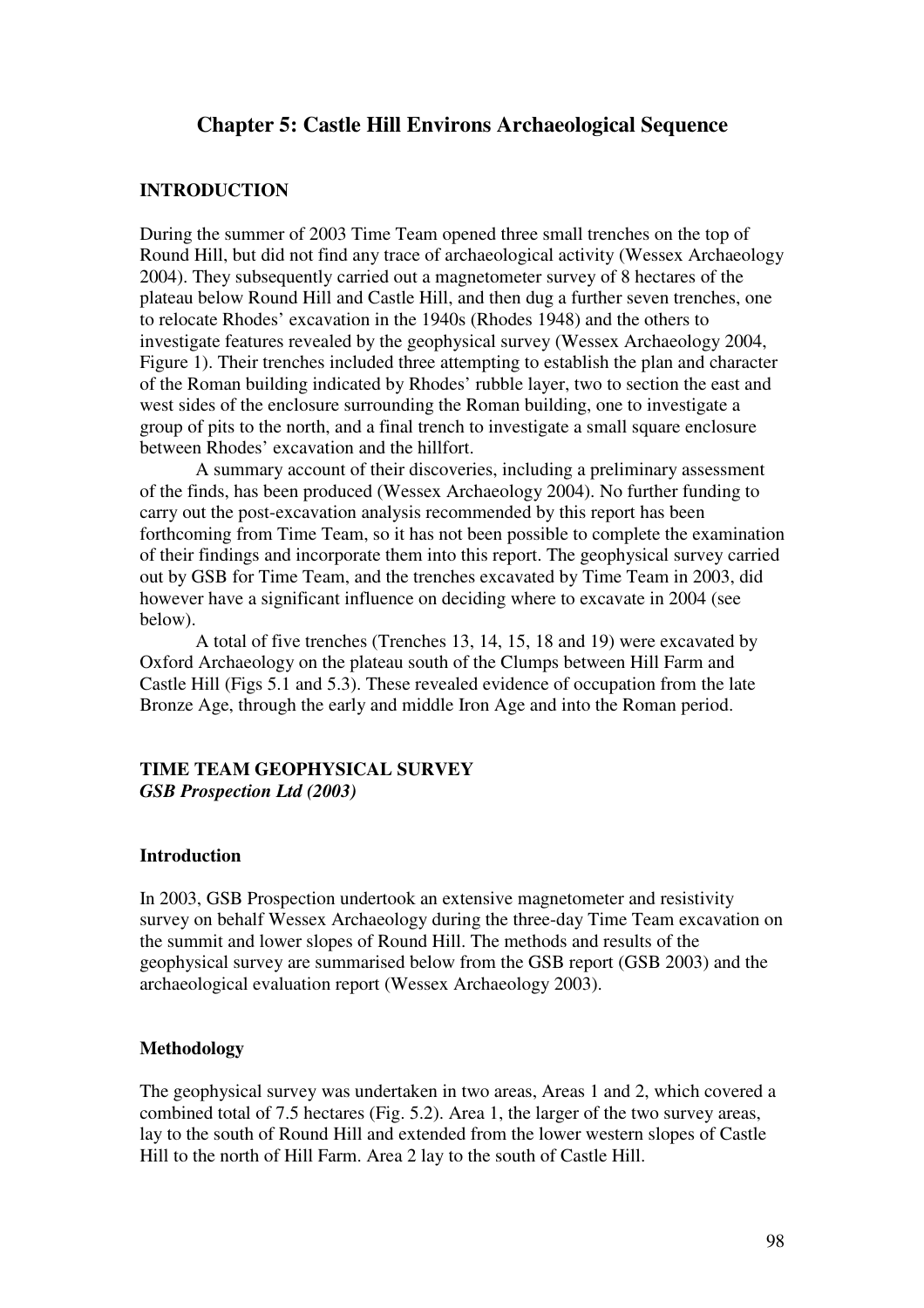# Chapter 5: Castle Hill Environs Archaeological Sequence

## INTRODUCTION

During the summer of 2003 Time Team opened three small trenches on the top of Round Hill, but did not find any trace of archaeological activity (Wessex Archaeology 2004). They subsequently carried out a magnetometer survey of 8 hectares of the plateau below Round Hill and Castle Hill, and then dug a further seven trenches, one to relocate Rhodes' excavation in the 1940s (Rhodes 1948) and the others to investigate features revealed by the geophysical survey (Wessex Archaeology 2004, Figure 1). Their trenches included three attempting to establish the plan and character of the Roman building indicated by Rhodes' rubble layer, two to section the east and west sides of the enclosure surrounding the Roman building, one to investigate a group of pits to the north, and a final trench to investigate a small square enclosure between Rhodes' excavation and the hillfort.

A summary account of their discoveries, including a preliminary assessment of the finds, has been produced (Wessex Archaeology 2004). No further funding to carry out the post-excavation analysis recommended by this report has been forthcoming from Time Team, so it has not been possible to complete the examination of their findings and incorporate them into this report. The geophysical survey carried out by GSB for Time Team, and the trenches excavated by Time Team in 2003, did however have a significant influence on deciding where to excavate in 2004 (see below).

A total of five trenches (Trenches 13, 14, 15, 18 and 19) were excavated by Oxford Archaeology on the plateau south of the Clumps between Hill Farm and Castle Hill (Figs 5.1 and 5.3). These revealed evidence of occupation from the late Bronze Age, through the early and middle Iron Age and into the Roman period.

## TIME TEAM GEOPHYSICAL SURVEY

***GSB Prospection Ltd (2003)***

### Introduction

In 2003, GSB Prospection undertook an extensive magnetometer and resistivity survey on behalf Wessex Archaeology during the three-day Time Team excavation on the summit and lower slopes of Round Hill. The methods and results of the geophysical survey are summarised below from the GSB report (GSB 2003) and the archaeological evaluation report (Wessex Archaeology 2003).

### Methodology

The geophysical survey was undertaken in two areas, Areas 1 and 2, which covered a combined total of 7.5 hectares (Fig. 5.2). Area 1, the larger of the two survey areas, lay to the south of Round Hill and extended from the lower western slopes of Castle Hill to the north of Hill Farm. Area 2 lay to the south of Castle Hill.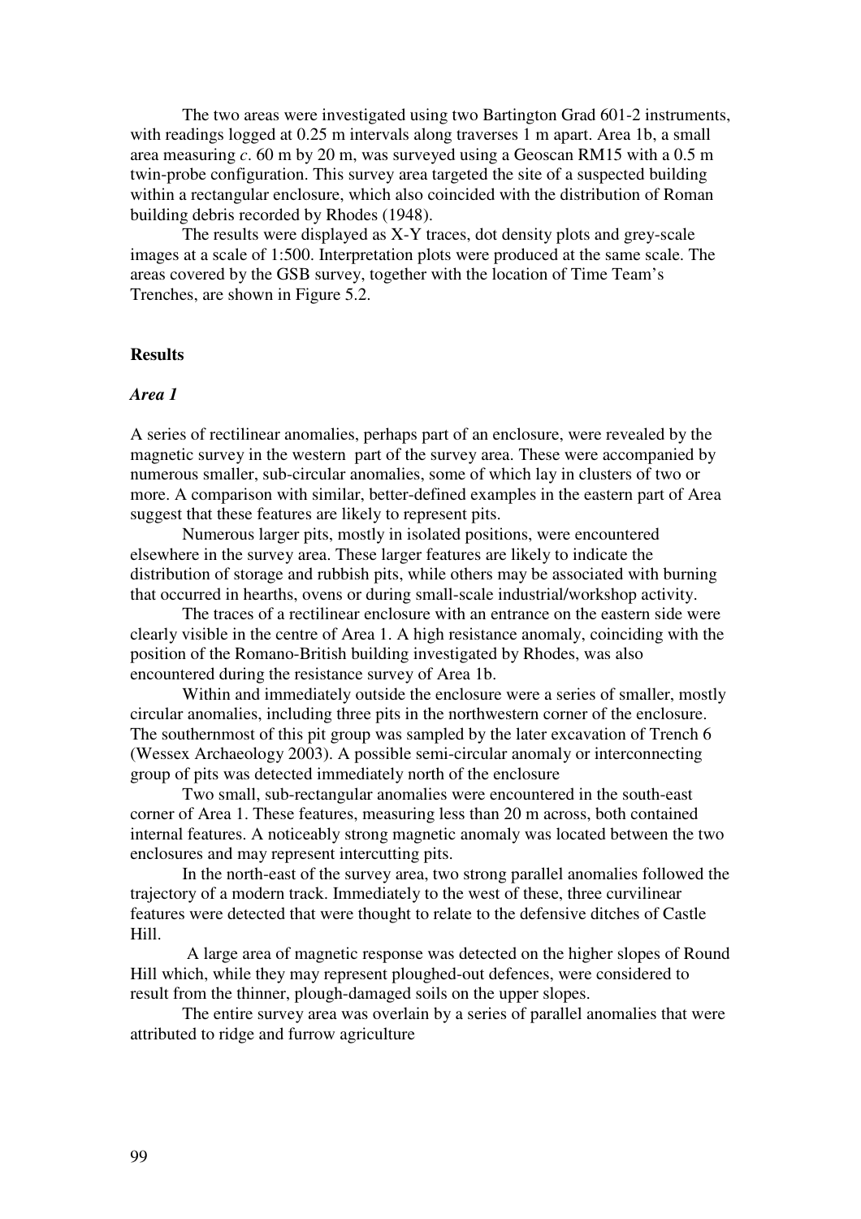The two areas were investigated using two Bartington Grad 601-2 instruments, with readings logged at 0.25 m intervals along traverses 1 m apart. Area 1b, a small area measuring *c*. 60 m by 20 m, was surveyed using a Geoscan RM15 with a 0.5 m twin-probe configuration. This survey area targeted the site of a suspected building within a rectangular enclosure, which also coincided with the distribution of Roman building debris recorded by Rhodes (1948).

The results were displayed as X-Y traces, dot density plots and grey-scale images at a scale of 1:500. Interpretation plots were produced at the same scale. The areas covered by the GSB survey, together with the location of Time Team's Trenches, are shown in Figure 5.2.

**Results**

***Area 1***

A series of rectilinear anomalies, perhaps part of an enclosure, were revealed by the magnetic survey in the western part of the survey area. These were accompanied by numerous smaller, sub-circular anomalies, some of which lay in clusters of two or more. A comparison with similar, better-defined examples in the eastern part of Area suggest that these features are likely to represent pits.

Numerous larger pits, mostly in isolated positions, were encountered elsewhere in the survey area. These larger features are likely to indicate the distribution of storage and rubbish pits, while others may be associated with burning that occurred in hearths, ovens or during small-scale industrial/workshop activity.

The traces of a rectilinear enclosure with an entrance on the eastern side were clearly visible in the centre of Area 1. A high resistance anomaly, coinciding with the position of the Romano-British building investigated by Rhodes, was also encountered during the resistance survey of Area 1b.

Within and immediately outside the enclosure were a series of smaller, mostly circular anomalies, including three pits in the northwestern corner of the enclosure. The southernmost of this pit group was sampled by the later excavation of Trench 6 (Wessex Archaeology 2003). A possible semi-circular anomaly or interconnecting group of pits was detected immediately north of the enclosure

Two small, sub-rectangular anomalies were encountered in the south-east corner of Area 1. These features, measuring less than 20 m across, both contained internal features. A noticeably strong magnetic anomaly was located between the two enclosures and may represent intercutting pits.

In the north-east of the survey area, two strong parallel anomalies followed the trajectory of a modern track. Immediately to the west of these, three curvilinear features were detected that were thought to relate to the defensive ditches of Castle Hill.

A large area of magnetic response was detected on the higher slopes of Round Hill which, while they may represent ploughed-out defences, were considered to result from the thinner, plough-damaged soils on the upper slopes.

The entire survey area was overlain by a series of parallel anomalies that were attributed to ridge and furrow agriculture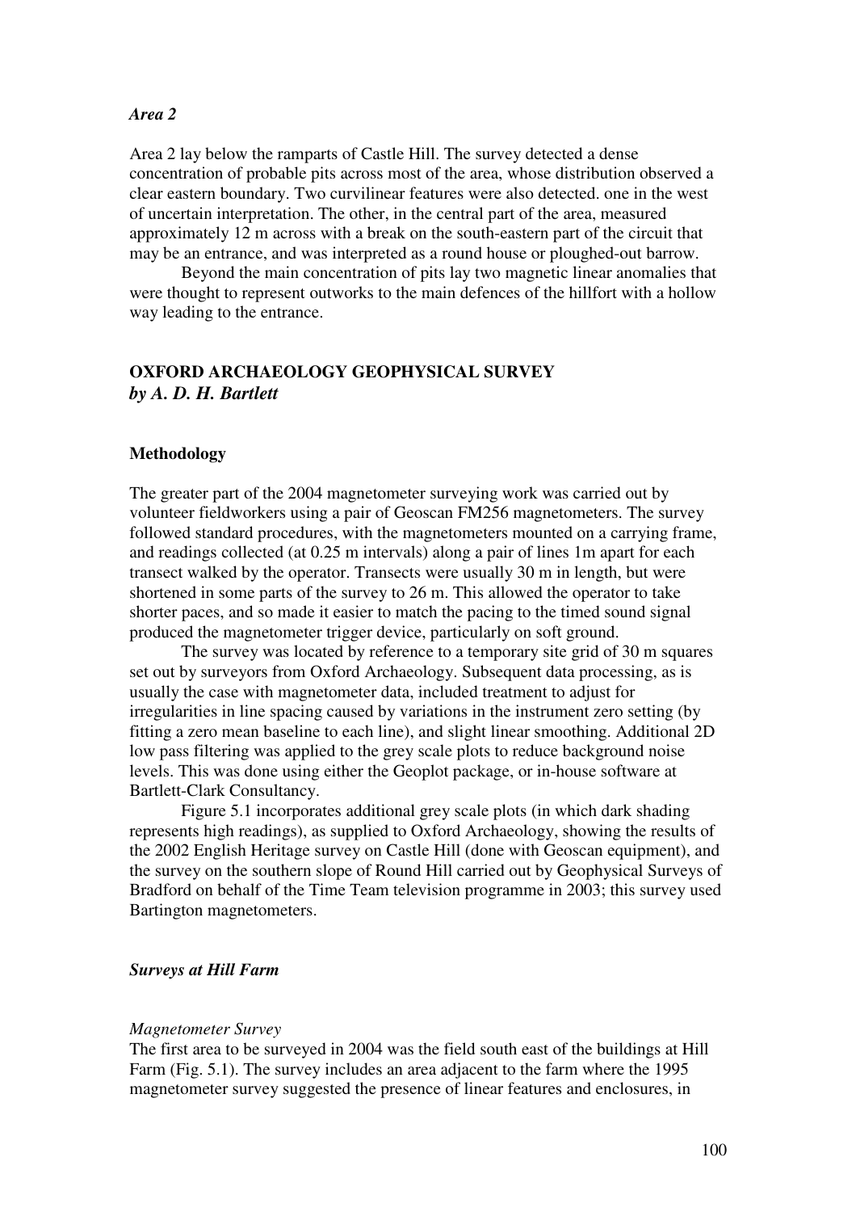*Area 2*

Area 2 lay below the ramparts of Castle Hill. The survey detected a dense concentration of probable pits across most of the area, whose distribution observed a clear eastern boundary. Two curvilinear features were also detected. one in the west of uncertain interpretation. The other, in the central part of the area, measured approximately 12 m across with a break on the south-eastern part of the circuit that may be an entrance, and was interpreted as a round house or ploughed-out barrow.

Beyond the main concentration of pits lay two magnetic linear anomalies that were thought to represent outworks to the main defences of the hillfort with a hollow way leading to the entrance.

## OXFORD ARCHAEOLOGY GEOPHYSICAL SURVEY
***by A. D. H. Bartlett***

### Methodology

The greater part of the 2004 magnetometer surveying work was carried out by volunteer fieldworkers using a pair of Geoscan FM256 magnetometers. The survey followed standard procedures, with the magnetometers mounted on a carrying frame, and readings collected (at 0.25 m intervals) along a pair of lines 1m apart for each transect walked by the operator. Transects were usually 30 m in length, but were shortened in some parts of the survey to 26 m. This allowed the operator to take shorter paces, and so made it easier to match the pacing to the timed sound signal produced the magnetometer trigger device, particularly on soft ground.

The survey was located by reference to a temporary site grid of 30 m squares set out by surveyors from Oxford Archaeology. Subsequent data processing, as is usually the case with magnetometer data, included treatment to adjust for irregularities in line spacing caused by variations in the instrument zero setting (by fitting a zero mean baseline to each line), and slight linear smoothing. Additional 2D low pass filtering was applied to the grey scale plots to reduce background noise levels. This was done using either the Geoplot package, or in-house software at Bartlett-Clark Consultancy.

Figure 5.1 incorporates additional grey scale plots (in which dark shading represents high readings), as supplied to Oxford Archaeology, showing the results of the 2002 English Heritage survey on Castle Hill (done with Geoscan equipment), and the survey on the southern slope of Round Hill carried out by Geophysical Surveys of Bradford on behalf of the Time Team television programme in 2003; this survey used Bartington magnetometers.

### *Surveys at Hill Farm*

#### *Magnetometer Survey*

The first area to be surveyed in 2004 was the field south east of the buildings at Hill Farm (Fig. 5.1). The survey includes an area adjacent to the farm where the 1995 magnetometer survey suggested the presence of linear features and enclosures, in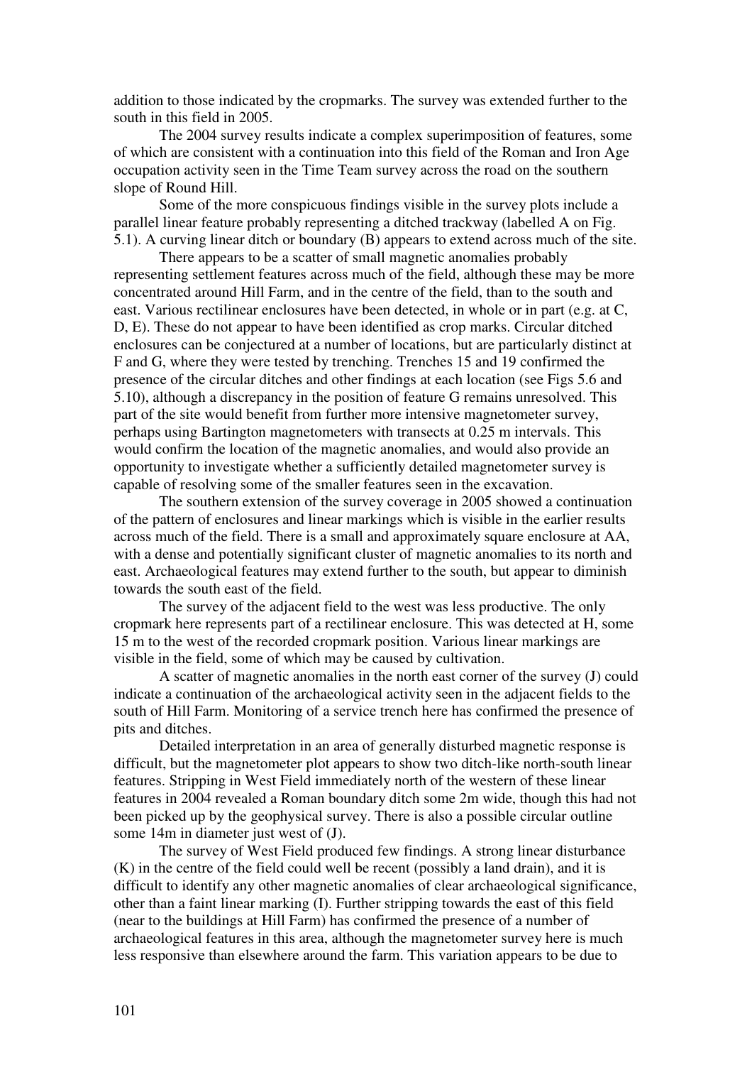addition to those indicated by the cropmarks. The survey was extended further to the south in this field in 2005.

The 2004 survey results indicate a complex superimposition of features, some of which are consistent with a continuation into this field of the Roman and Iron Age occupation activity seen in the Time Team survey across the road on the southern slope of Round Hill.

Some of the more conspicuous findings visible in the survey plots include a parallel linear feature probably representing a ditched trackway (labelled A on Fig. 5.1). A curving linear ditch or boundary (B) appears to extend across much of the site.

There appears to be a scatter of small magnetic anomalies probably representing settlement features across much of the field, although these may be more concentrated around Hill Farm, and in the centre of the field, than to the south and east. Various rectilinear enclosures have been detected, in whole or in part (e.g. at C, D, E). These do not appear to have been identified as crop marks. Circular ditched enclosures can be conjectured at a number of locations, but are particularly distinct at F and G, where they were tested by trenching. Trenches 15 and 19 confirmed the presence of the circular ditches and other findings at each location (see Figs 5.6 and 5.10), although a discrepancy in the position of feature G remains unresolved. This part of the site would benefit from further more intensive magnetometer survey, perhaps using Bartington magnetometers with transects at 0.25 m intervals. This would confirm the location of the magnetic anomalies, and would also provide an opportunity to investigate whether a sufficiently detailed magnetometer survey is capable of resolving some of the smaller features seen in the excavation.

The southern extension of the survey coverage in 2005 showed a continuation of the pattern of enclosures and linear markings which is visible in the earlier results across much of the field. There is a small and approximately square enclosure at AA, with a dense and potentially significant cluster of magnetic anomalies to its north and east. Archaeological features may extend further to the south, but appear to diminish towards the south east of the field.

The survey of the adjacent field to the west was less productive. The only cropmark here represents part of a rectilinear enclosure. This was detected at H, some 15 m to the west of the recorded cropmark position. Various linear markings are visible in the field, some of which may be caused by cultivation.

A scatter of magnetic anomalies in the north east corner of the survey (J) could indicate a continuation of the archaeological activity seen in the adjacent fields to the south of Hill Farm. Monitoring of a service trench here has confirmed the presence of pits and ditches.

Detailed interpretation in an area of generally disturbed magnetic response is difficult, but the magnetometer plot appears to show two ditch-like north-south linear features. Stripping in West Field immediately north of the western of these linear features in 2004 revealed a Roman boundary ditch some 2m wide, though this had not been picked up by the geophysical survey. There is also a possible circular outline some 14m in diameter just west of (J).

The survey of West Field produced few findings. A strong linear disturbance (K) in the centre of the field could well be recent (possibly a land drain), and it is difficult to identify any other magnetic anomalies of clear archaeological significance, other than a faint linear marking (I). Further stripping towards the east of this field (near to the buildings at Hill Farm) has confirmed the presence of a number of archaeological features in this area, although the magnetometer survey here is much less responsive than elsewhere around the farm. This variation appears to be due to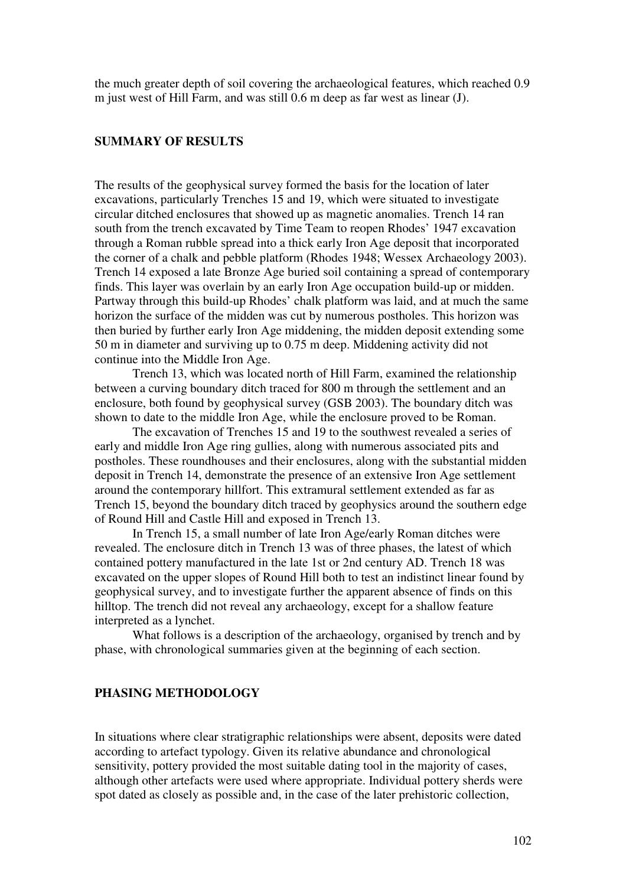the much greater depth of soil covering the archaeological features, which reached 0.9 m just west of Hill Farm, and was still 0.6 m deep as far west as linear (J).

## SUMMARY OF RESULTS

The results of the geophysical survey formed the basis for the location of later excavations, particularly Trenches 15 and 19, which were situated to investigate circular ditched enclosures that showed up as magnetic anomalies. Trench 14 ran south from the trench excavated by Time Team to reopen Rhodes' 1947 excavation through a Roman rubble spread into a thick early Iron Age deposit that incorporated the corner of a chalk and pebble platform (Rhodes 1948; Wessex Archaeology 2003). Trench 14 exposed a late Bronze Age buried soil containing a spread of contemporary finds. This layer was overlain by an early Iron Age occupation build-up or midden. Partway through this build-up Rhodes' chalk platform was laid, and at much the same horizon the surface of the midden was cut by numerous postholes. This horizon was then buried by further early Iron Age middening, the midden deposit extending some 50 m in diameter and surviving up to 0.75 m deep. Middening activity did not continue into the Middle Iron Age.

Trench 13, which was located north of Hill Farm, examined the relationship between a curving boundary ditch traced for 800 m through the settlement and an enclosure, both found by geophysical survey (GSB 2003). The boundary ditch was shown to date to the middle Iron Age, while the enclosure proved to be Roman.

The excavation of Trenches 15 and 19 to the southwest revealed a series of early and middle Iron Age ring gullies, along with numerous associated pits and postholes. These roundhouses and their enclosures, along with the substantial midden deposit in Trench 14, demonstrate the presence of an extensive Iron Age settlement around the contemporary hillfort. This extramural settlement extended as far as Trench 15, beyond the boundary ditch traced by geophysics around the southern edge of Round Hill and Castle Hill and exposed in Trench 13.

In Trench 15, a small number of late Iron Age/early Roman ditches were revealed. The enclosure ditch in Trench 13 was of three phases, the latest of which contained pottery manufactured in the late 1st or 2nd century AD. Trench 18 was excavated on the upper slopes of Round Hill both to test an indistinct linear found by geophysical survey, and to investigate further the apparent absence of finds on this hilltop. The trench did not reveal any archaeology, except for a shallow feature interpreted as a lynchet.

What follows is a description of the archaeology, organised by trench and by phase, with chronological summaries given at the beginning of each section.

## PHASING METHODOLOGY

In situations where clear stratigraphic relationships were absent, deposits were dated according to artefact typology. Given its relative abundance and chronological sensitivity, pottery provided the most suitable dating tool in the majority of cases, although other artefacts were used where appropriate. Individual pottery sherds were spot dated as closely as possible and, in the case of the later prehistoric collection,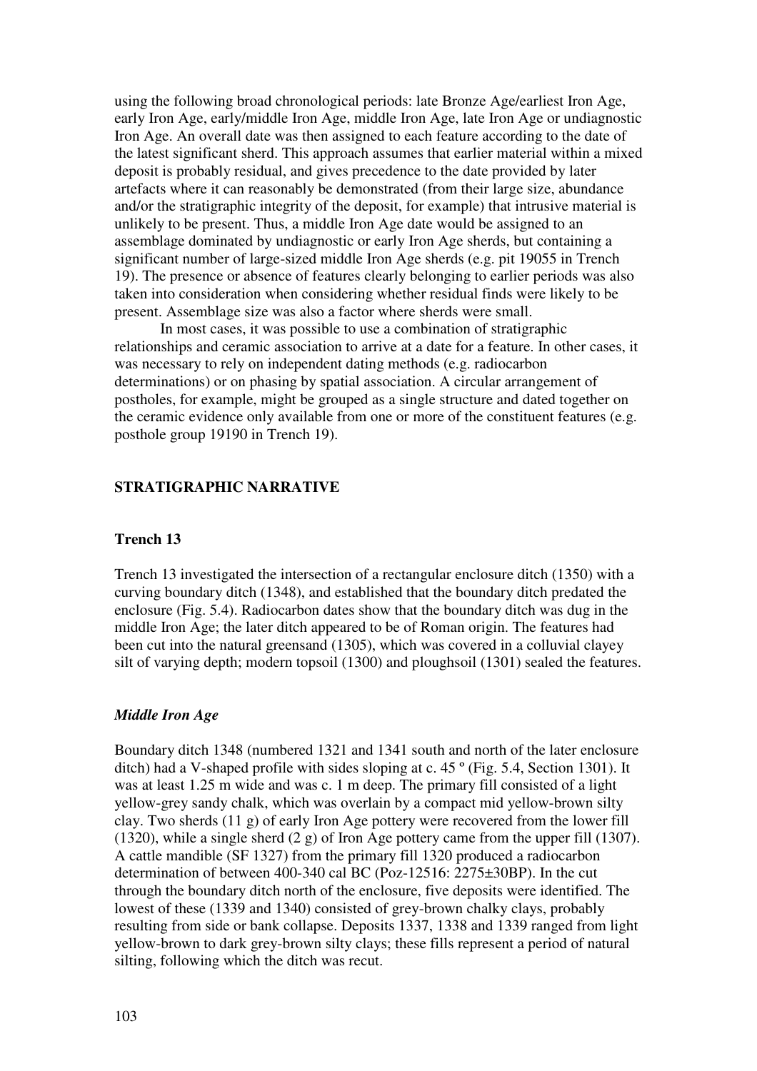using the following broad chronological periods: late Bronze Age/earliest Iron Age, early Iron Age, early/middle Iron Age, middle Iron Age, late Iron Age or undiagnostic Iron Age. An overall date was then assigned to each feature according to the date of the latest significant sherd. This approach assumes that earlier material within a mixed deposit is probably residual, and gives precedence to the date provided by later artefacts where it can reasonably be demonstrated (from their large size, abundance and/or the stratigraphic integrity of the deposit, for example) that intrusive material is unlikely to be present. Thus, a middle Iron Age date would be assigned to an assemblage dominated by undiagnostic or early Iron Age sherds, but containing a significant number of large-sized middle Iron Age sherds (e.g. pit 19055 in Trench 19). The presence or absence of features clearly belonging to earlier periods was also taken into consideration when considering whether residual finds were likely to be present. Assemblage size was also a factor where sherds were small.

In most cases, it was possible to use a combination of stratigraphic relationships and ceramic association to arrive at a date for a feature. In other cases, it was necessary to rely on independent dating methods (e.g. radiocarbon determinations) or on phasing by spatial association. A circular arrangement of postholes, for example, might be grouped as a single structure and dated together on the ceramic evidence only available from one or more of the constituent features (e.g. posthole group 19190 in Trench 19).

## STRATIGRAPHIC NARRATIVE

### Trench 13

Trench 13 investigated the intersection of a rectangular enclosure ditch (1350) with a curving boundary ditch (1348), and established that the boundary ditch predated the enclosure (Fig. 5.4). Radiocarbon dates show that the boundary ditch was dug in the middle Iron Age; the later ditch appeared to be of Roman origin. The features had been cut into the natural greensand (1305), which was covered in a colluvial clayey silt of varying depth; modern topsoil (1300) and ploughsoil (1301) sealed the features.

#### *Middle Iron Age*

Boundary ditch 1348 (numbered 1321 and 1341 south and north of the later enclosure ditch) had a V-shaped profile with sides sloping at c. 45 º (Fig. 5.4, Section 1301). It was at least 1.25 m wide and was c. 1 m deep. The primary fill consisted of a light yellow-grey sandy chalk, which was overlain by a compact mid yellow-brown silty clay. Two sherds (11 g) of early Iron Age pottery were recovered from the lower fill (1320), while a single sherd (2 g) of Iron Age pottery came from the upper fill (1307). A cattle mandible (SF 1327) from the primary fill 1320 produced a radiocarbon determination of between 400-340 cal BC (Poz-12516: 2275±30BP). In the cut through the boundary ditch north of the enclosure, five deposits were identified. The lowest of these (1339 and 1340) consisted of grey-brown chalky clays, probably resulting from side or bank collapse. Deposits 1337, 1338 and 1339 ranged from light yellow-brown to dark grey-brown silty clays; these fills represent a period of natural silting, following which the ditch was recut.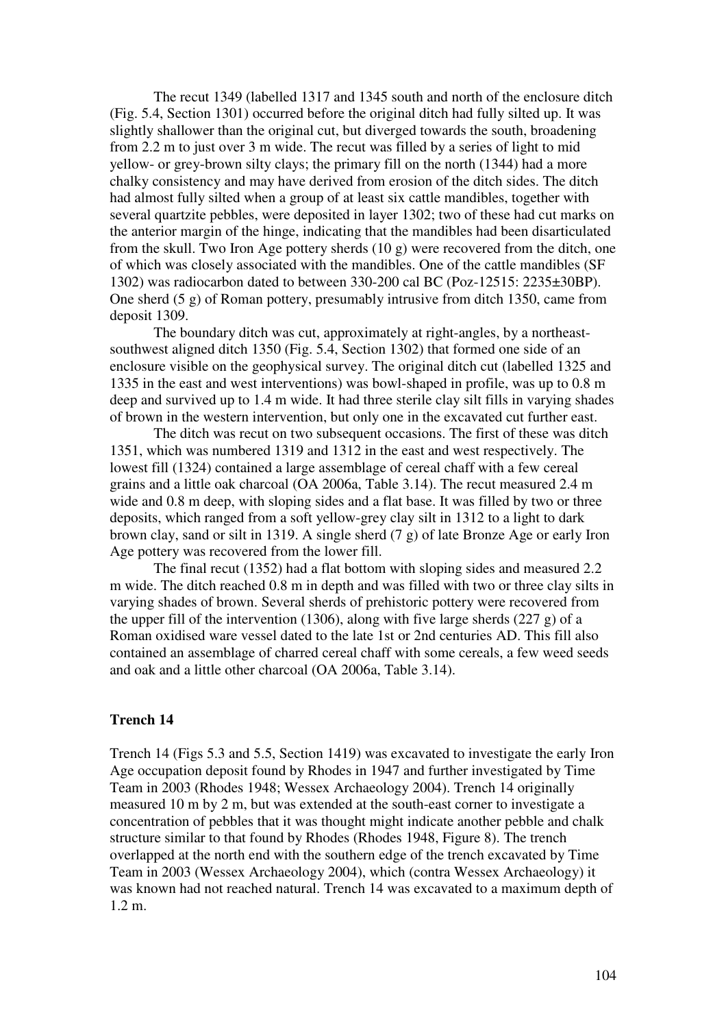The recut 1349 (labelled 1317 and 1345 south and north of the enclosure ditch (Fig. 5.4, Section 1301) occurred before the original ditch had fully silted up. It was slightly shallower than the original cut, but diverged towards the south, broadening from 2.2 m to just over 3 m wide. The recut was filled by a series of light to mid yellow- or grey-brown silty clays; the primary fill on the north (1344) had a more chalky consistency and may have derived from erosion of the ditch sides. The ditch had almost fully silted when a group of at least six cattle mandibles, together with several quartzite pebbles, were deposited in layer 1302; two of these had cut marks on the anterior margin of the hinge, indicating that the mandibles had been disarticulated from the skull. Two Iron Age pottery sherds (10 g) were recovered from the ditch, one of which was closely associated with the mandibles. One of the cattle mandibles (SF 1302) was radiocarbon dated to between 330-200 cal BC (Poz-12515: 2235±30BP). One sherd (5 g) of Roman pottery, presumably intrusive from ditch 1350, came from deposit 1309.

The boundary ditch was cut, approximately at right-angles, by a northeast-southwest aligned ditch 1350 (Fig. 5.4, Section 1302) that formed one side of an enclosure visible on the geophysical survey. The original ditch cut (labelled 1325 and 1335 in the east and west interventions) was bowl-shaped in profile, was up to 0.8 m deep and survived up to 1.4 m wide. It had three sterile clay silt fills in varying shades of brown in the western intervention, but only one in the excavated cut further east.

The ditch was recut on two subsequent occasions. The first of these was ditch 1351, which was numbered 1319 and 1312 in the east and west respectively. The lowest fill (1324) contained a large assemblage of cereal chaff with a few cereal grains and a little oak charcoal (OA 2006a, Table 3.14). The recut measured 2.4 m wide and 0.8 m deep, with sloping sides and a flat base. It was filled by two or three deposits, which ranged from a soft yellow-grey clay silt in 1312 to a light to dark brown clay, sand or silt in 1319. A single sherd (7 g) of late Bronze Age or early Iron Age pottery was recovered from the lower fill.

The final recut (1352) had a flat bottom with sloping sides and measured 2.2 m wide. The ditch reached 0.8 m in depth and was filled with two or three clay silts in varying shades of brown. Several sherds of prehistoric pottery were recovered from the upper fill of the intervention (1306), along with five large sherds (227 g) of a Roman oxidised ware vessel dated to the late 1st or 2nd centuries AD. This fill also contained an assemblage of charred cereal chaff with some cereals, a few weed seeds and oak and a little other charcoal (OA 2006a, Table 3.14).

### Trench 14

Trench 14 (Figs 5.3 and 5.5, Section 1419) was excavated to investigate the early Iron Age occupation deposit found by Rhodes in 1947 and further investigated by Time Team in 2003 (Rhodes 1948; Wessex Archaeology 2004). Trench 14 originally measured 10 m by 2 m, but was extended at the south-east corner to investigate a concentration of pebbles that it was thought might indicate another pebble and chalk structure similar to that found by Rhodes (Rhodes 1948, Figure 8). The trench overlapped at the north end with the southern edge of the trench excavated by Time Team in 2003 (Wessex Archaeology 2004), which (contra Wessex Archaeology) it was known had not reached natural. Trench 14 was excavated to a maximum depth of 1.2 m.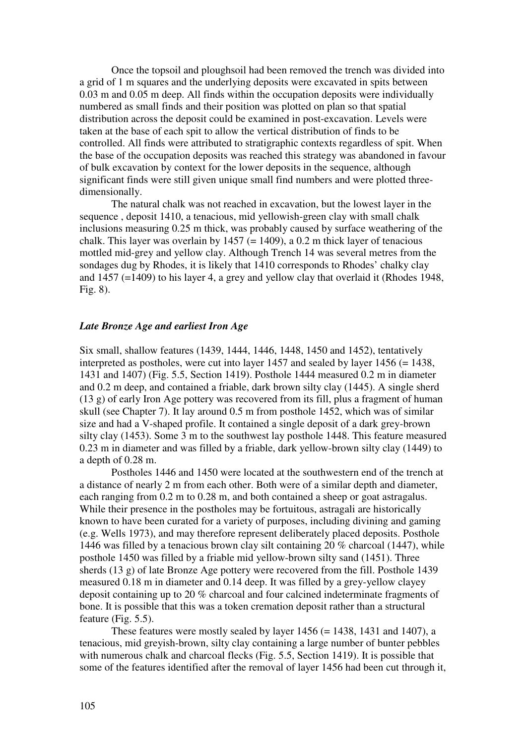Once the topsoil and ploughsoil had been removed the trench was divided into a grid of 1 m squares and the underlying deposits were excavated in spits between 0.03 m and 0.05 m deep. All finds within the occupation deposits were individually numbered as small finds and their position was plotted on plan so that spatial distribution across the deposit could be examined in post-excavation. Levels were taken at the base of each spit to allow the vertical distribution of finds to be controlled. All finds were attributed to stratigraphic contexts regardless of spit. When the base of the occupation deposits was reached this strategy was abandoned in favour of bulk excavation by context for the lower deposits in the sequence, although significant finds were still given unique small find numbers and were plotted three-dimensionally.

The natural chalk was not reached in excavation, but the lowest layer in the sequence , deposit 1410, a tenacious, mid yellowish-green clay with small chalk inclusions measuring 0.25 m thick, was probably caused by surface weathering of the chalk. This layer was overlain by 1457 (= 1409), a 0.2 m thick layer of tenacious mottled mid-grey and yellow clay. Although Trench 14 was several metres from the sondages dug by Rhodes, it is likely that 1410 corresponds to Rhodes' chalky clay and 1457 (=1409) to his layer 4, a grey and yellow clay that overlaid it (Rhodes 1948, Fig. 8).

### *Late Bronze Age and earliest Iron Age*

Six small, shallow features (1439, 1444, 1446, 1448, 1450 and 1452), tentatively interpreted as postholes, were cut into layer 1457 and sealed by layer 1456 (= 1438, 1431 and 1407) (Fig. 5.5, Section 1419). Posthole 1444 measured 0.2 m in diameter and 0.2 m deep, and contained a friable, dark brown silty clay (1445). A single sherd (13 g) of early Iron Age pottery was recovered from its fill, plus a fragment of human skull (see Chapter 7). It lay around 0.5 m from posthole 1452, which was of similar size and had a V-shaped profile. It contained a single deposit of a dark grey-brown silty clay (1453). Some 3 m to the southwest lay posthole 1448. This feature measured 0.23 m in diameter and was filled by a friable, dark yellow-brown silty clay (1449) to a depth of 0.28 m.

Postholes 1446 and 1450 were located at the southwestern end of the trench at a distance of nearly 2 m from each other. Both were of a similar depth and diameter, each ranging from 0.2 m to 0.28 m, and both contained a sheep or goat astragalus. While their presence in the postholes may be fortuitous, astragali are historically known to have been curated for a variety of purposes, including divining and gaming (e.g. Wells 1973), and may therefore represent deliberately placed deposits. Posthole 1446 was filled by a tenacious brown clay silt containing 20 % charcoal (1447), while posthole 1450 was filled by a friable mid yellow-brown silty sand (1451). Three sherds (13 g) of late Bronze Age pottery were recovered from the fill. Posthole 1439 measured 0.18 m in diameter and 0.14 deep. It was filled by a grey-yellow clayey deposit containing up to 20 % charcoal and four calcined indeterminate fragments of bone. It is possible that this was a token cremation deposit rather than a structural feature (Fig. 5.5).

These features were mostly sealed by layer 1456 (= 1438, 1431 and 1407), a tenacious, mid greyish-brown, silty clay containing a large number of bunter pebbles with numerous chalk and charcoal flecks (Fig. 5.5, Section 1419). It is possible that some of the features identified after the removal of layer 1456 had been cut through it,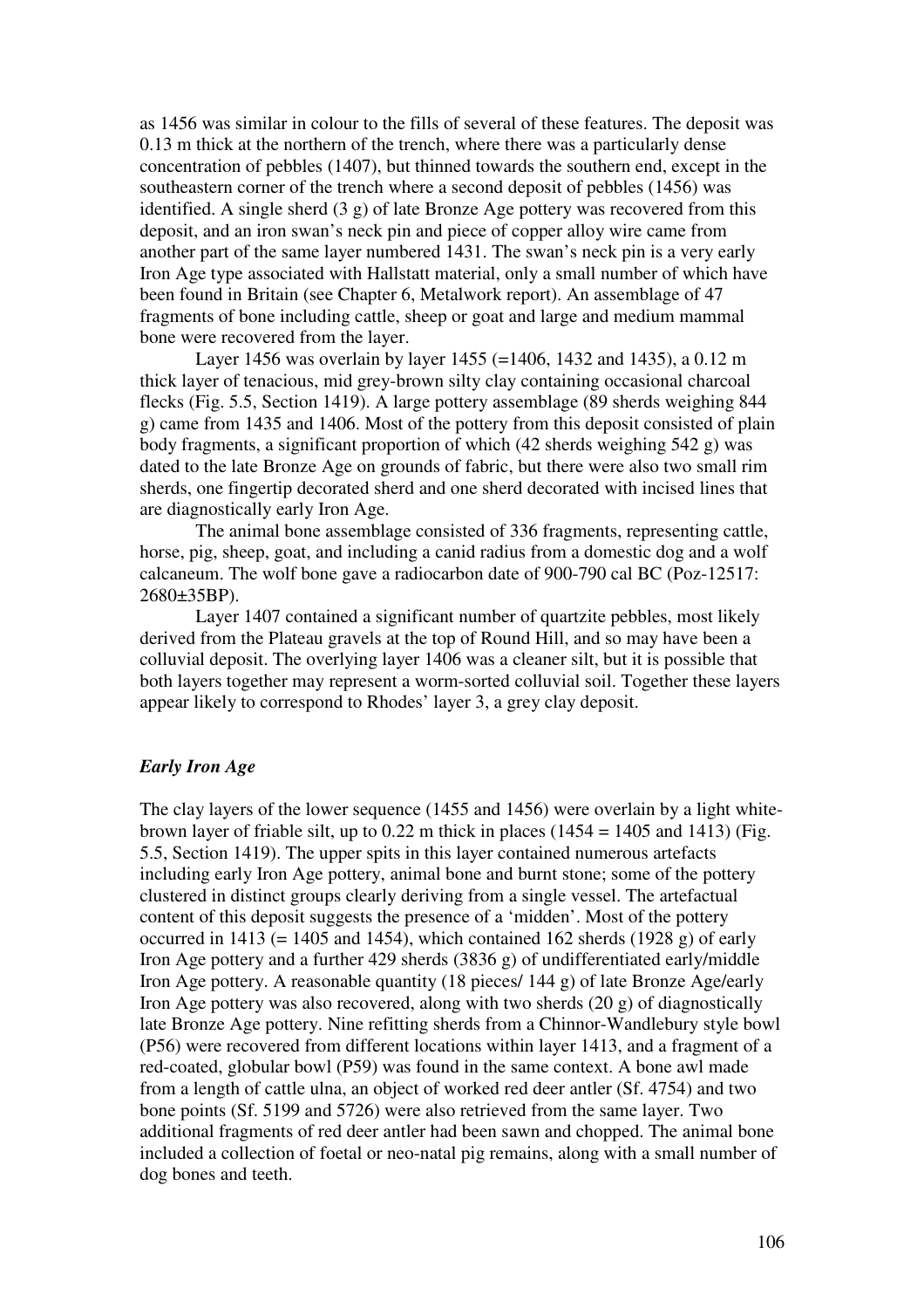as 1456 was similar in colour to the fills of several of these features. The deposit was 0.13 m thick at the northern of the trench, where there was a particularly dense concentration of pebbles (1407), but thinned towards the southern end, except in the southeastern corner of the trench where a second deposit of pebbles (1456) was identified. A single sherd (3 g) of late Bronze Age pottery was recovered from this deposit, and an iron swan's neck pin and piece of copper alloy wire came from another part of the same layer numbered 1431. The swan's neck pin is a very early Iron Age type associated with Hallstatt material, only a small number of which have been found in Britain (see Chapter 6, Metalwork report). An assemblage of 47 fragments of bone including cattle, sheep or goat and large and medium mammal bone were recovered from the layer.

Layer 1456 was overlain by layer 1455 (=1406, 1432 and 1435), a 0.12 m thick layer of tenacious, mid grey-brown silty clay containing occasional charcoal flecks (Fig. 5.5, Section 1419). A large pottery assemblage (89 sherds weighing 844 g) came from 1435 and 1406. Most of the pottery from this deposit consisted of plain body fragments, a significant proportion of which (42 sherds weighing 542 g) was dated to the late Bronze Age on grounds of fabric, but there were also two small rim sherds, one fingertip decorated sherd and one sherd decorated with incised lines that are diagnostically early Iron Age.

The animal bone assemblage consisted of 336 fragments, representing cattle, horse, pig, sheep, goat, and including a canid radius from a domestic dog and a wolf calcaneum. The wolf bone gave a radiocarbon date of 900-790 cal BC (Poz-12517: 2680±35BP).

Layer 1407 contained a significant number of quartzite pebbles, most likely derived from the Plateau gravels at the top of Round Hill, and so may have been a colluvial deposit. The overlying layer 1406 was a cleaner silt, but it is possible that both layers together may represent a worm-sorted colluvial soil. Together these layers appear likely to correspond to Rhodes' layer 3, a grey clay deposit.

### *Early Iron Age*

The clay layers of the lower sequence (1455 and 1456) were overlain by a light white-brown layer of friable silt, up to 0.22 m thick in places (1454 = 1405 and 1413) (Fig. 5.5, Section 1419). The upper spits in this layer contained numerous artefacts including early Iron Age pottery, animal bone and burnt stone; some of the pottery clustered in distinct groups clearly deriving from a single vessel. The artefactual content of this deposit suggests the presence of a 'midden'. Most of the pottery occurred in 1413 (= 1405 and 1454), which contained 162 sherds (1928 g) of early Iron Age pottery and a further 429 sherds (3836 g) of undifferentiated early/middle Iron Age pottery. A reasonable quantity (18 pieces/ 144 g) of late Bronze Age/early Iron Age pottery was also recovered, along with two sherds (20 g) of diagnostically late Bronze Age pottery. Nine refitting sherds from a Chinnor-Wandlebury style bowl (P56) were recovered from different locations within layer 1413, and a fragment of a red-coated, globular bowl (P59) was found in the same context. A bone awl made from a length of cattle ulna, an object of worked red deer antler (Sf. 4754) and two bone points (Sf. 5199 and 5726) were also retrieved from the same layer. Two additional fragments of red deer antler had been sawn and chopped. The animal bone included a collection of foetal or neo-natal pig remains, along with a small number of dog bones and teeth.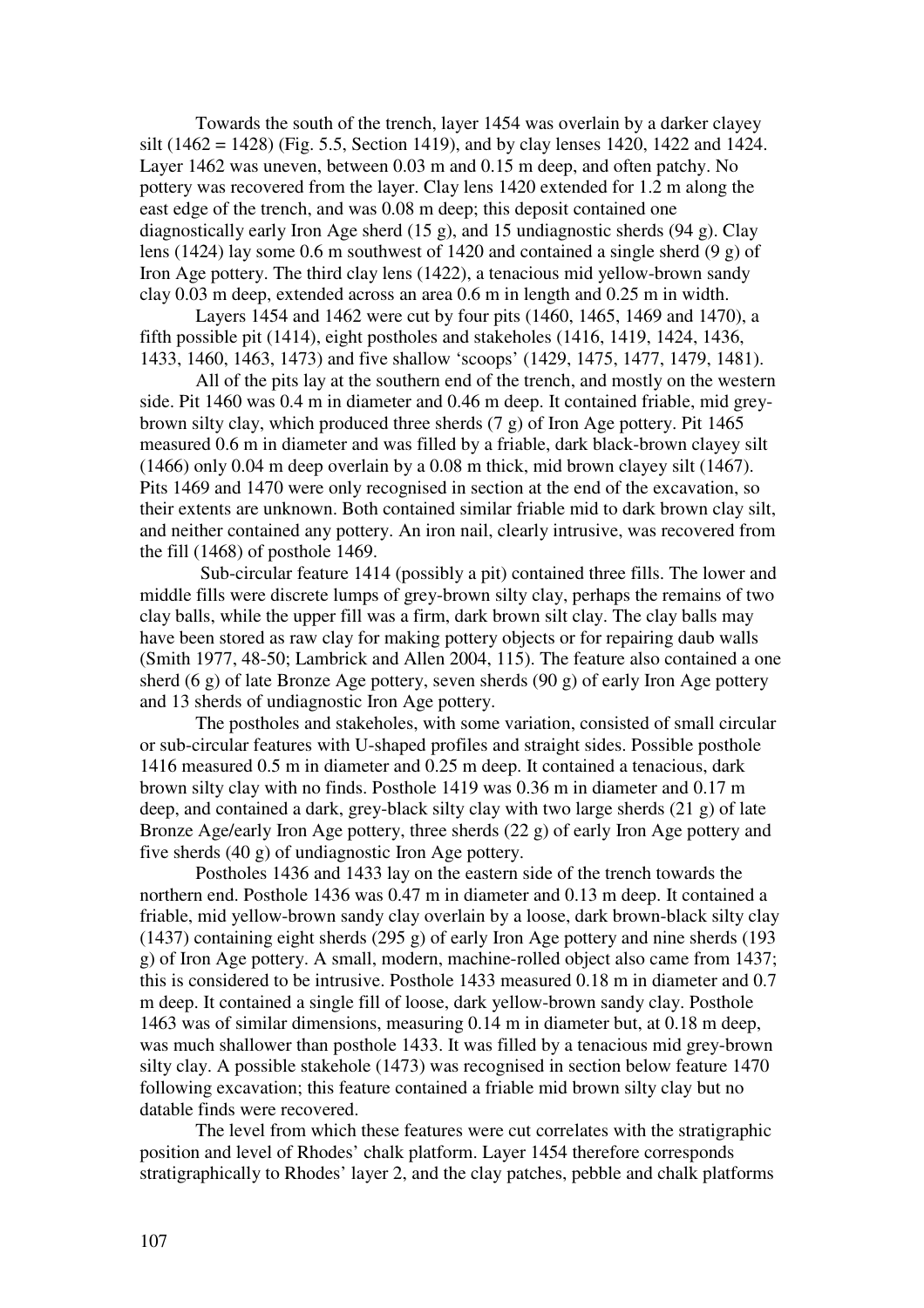Towards the south of the trench, layer 1454 was overlain by a darker clayey silt (1462 = 1428) (Fig. 5.5, Section 1419), and by clay lenses 1420, 1422 and 1424. Layer 1462 was uneven, between 0.03 m and 0.15 m deep, and often patchy. No pottery was recovered from the layer. Clay lens 1420 extended for 1.2 m along the east edge of the trench, and was 0.08 m deep; this deposit contained one diagnostically early Iron Age sherd (15 g), and 15 undiagnostic sherds (94 g). Clay lens (1424) lay some 0.6 m southwest of 1420 and contained a single sherd (9 g) of Iron Age pottery. The third clay lens (1422), a tenacious mid yellow-brown sandy clay 0.03 m deep, extended across an area 0.6 m in length and 0.25 m in width.

Layers 1454 and 1462 were cut by four pits (1460, 1465, 1469 and 1470), a fifth possible pit (1414), eight postholes and stakeholes (1416, 1419, 1424, 1436, 1433, 1460, 1463, 1473) and five shallow 'scoops' (1429, 1475, 1477, 1479, 1481).

All of the pits lay at the southern end of the trench, and mostly on the western side. Pit 1460 was 0.4 m in diameter and 0.46 m deep. It contained friable, mid grey-brown silty clay, which produced three sherds (7 g) of Iron Age pottery. Pit 1465 measured 0.6 m in diameter and was filled by a friable, dark black-brown clayey silt (1466) only 0.04 m deep overlain by a 0.08 m thick, mid brown clayey silt (1467). Pits 1469 and 1470 were only recognised in section at the end of the excavation, so their extents are unknown. Both contained similar friable mid to dark brown clay silt, and neither contained any pottery. An iron nail, clearly intrusive, was recovered from the fill (1468) of posthole 1469.

Sub-circular feature 1414 (possibly a pit) contained three fills. The lower and middle fills were discrete lumps of grey-brown silty clay, perhaps the remains of two clay balls, while the upper fill was a firm, dark brown silt clay. The clay balls may have been stored as raw clay for making pottery objects or for repairing daub walls (Smith 1977, 48-50; Lambrick and Allen 2004, 115). The feature also contained a one sherd (6 g) of late Bronze Age pottery, seven sherds (90 g) of early Iron Age pottery and 13 sherds of undiagnostic Iron Age pottery.

The postholes and stakeholes, with some variation, consisted of small circular or sub-circular features with U-shaped profiles and straight sides. Possible posthole 1416 measured 0.5 m in diameter and 0.25 m deep. It contained a tenacious, dark brown silty clay with no finds. Posthole 1419 was 0.36 m in diameter and 0.17 m deep, and contained a dark, grey-black silty clay with two large sherds (21 g) of late Bronze Age/early Iron Age pottery, three sherds (22 g) of early Iron Age pottery and five sherds (40 g) of undiagnostic Iron Age pottery.

Postholes 1436 and 1433 lay on the eastern side of the trench towards the northern end. Posthole 1436 was 0.47 m in diameter and 0.13 m deep. It contained a friable, mid yellow-brown sandy clay overlain by a loose, dark brown-black silty clay (1437) containing eight sherds (295 g) of early Iron Age pottery and nine sherds (193 g) of Iron Age pottery. A small, modern, machine-rolled object also came from 1437; this is considered to be intrusive. Posthole 1433 measured 0.18 m in diameter and 0.7 m deep. It contained a single fill of loose, dark yellow-brown sandy clay. Posthole 1463 was of similar dimensions, measuring 0.14 m in diameter but, at 0.18 m deep, was much shallower than posthole 1433. It was filled by a tenacious mid grey-brown silty clay. A possible stakehole (1473) was recognised in section below feature 1470 following excavation; this feature contained a friable mid brown silty clay but no datable finds were recovered.

The level from which these features were cut correlates with the stratigraphic position and level of Rhodes' chalk platform. Layer 1454 therefore corresponds stratigraphically to Rhodes' layer 2, and the clay patches, pebble and chalk platforms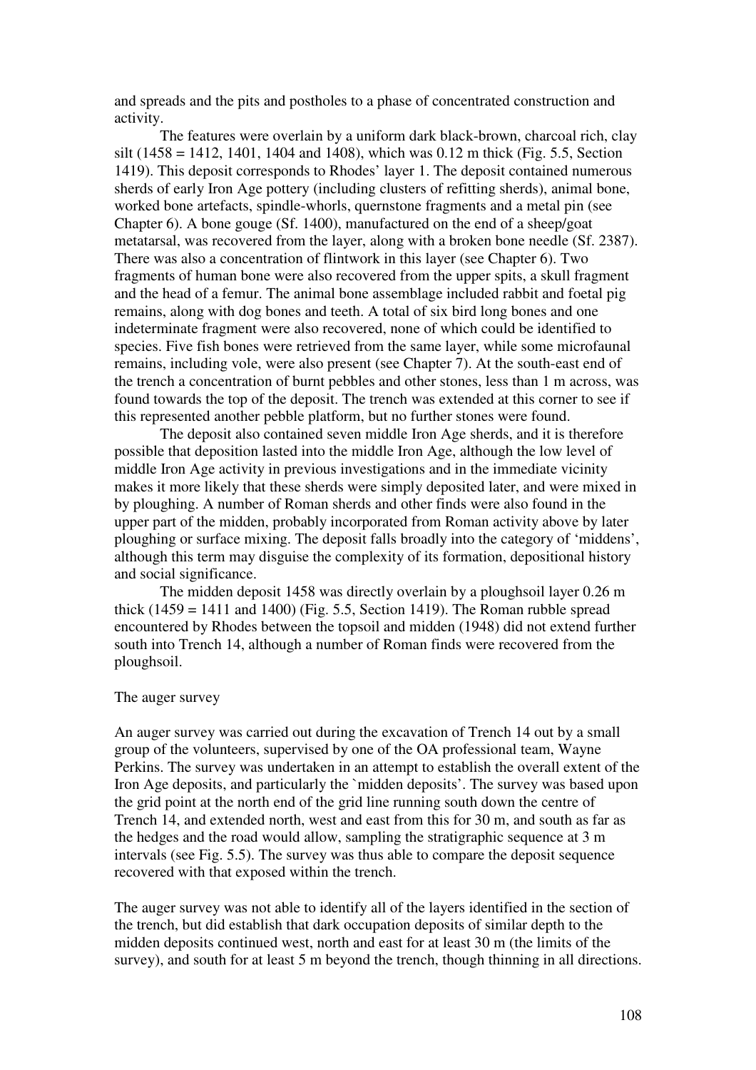and spreads and the pits and postholes to a phase of concentrated construction and activity.

The features were overlain by a uniform dark black-brown, charcoal rich, clay silt (1458 = 1412, 1401, 1404 and 1408), which was 0.12 m thick (Fig. 5.5, Section 1419). This deposit corresponds to Rhodes' layer 1. The deposit contained numerous sherds of early Iron Age pottery (including clusters of refitting sherds), animal bone, worked bone artefacts, spindle-whorls, quernstone fragments and a metal pin (see Chapter 6). A bone gouge (Sf. 1400), manufactured on the end of a sheep/goat metatarsal, was recovered from the layer, along with a broken bone needle (Sf. 2387). There was also a concentration of flintwork in this layer (see Chapter 6). Two fragments of human bone were also recovered from the upper spits, a skull fragment and the head of a femur. The animal bone assemblage included rabbit and foetal pig remains, along with dog bones and teeth. A total of six bird long bones and one indeterminate fragment were also recovered, none of which could be identified to species. Five fish bones were retrieved from the same layer, while some microfaunal remains, including vole, were also present (see Chapter 7). At the south-east end of the trench a concentration of burnt pebbles and other stones, less than 1 m across, was found towards the top of the deposit. The trench was extended at this corner to see if this represented another pebble platform, but no further stones were found.

The deposit also contained seven middle Iron Age sherds, and it is therefore possible that deposition lasted into the middle Iron Age, although the low level of middle Iron Age activity in previous investigations and in the immediate vicinity makes it more likely that these sherds were simply deposited later, and were mixed in by ploughing. A number of Roman sherds and other finds were also found in the upper part of the midden, probably incorporated from Roman activity above by later ploughing or surface mixing. The deposit falls broadly into the category of 'middens', although this term may disguise the complexity of its formation, depositional history and social significance.

The midden deposit 1458 was directly overlain by a ploughsoil layer 0.26 m thick (1459 = 1411 and 1400) (Fig. 5.5, Section 1419). The Roman rubble spread encountered by Rhodes between the topsoil and midden (1948) did not extend further south into Trench 14, although a number of Roman finds were recovered from the ploughsoil.

The auger survey

An auger survey was carried out during the excavation of Trench 14 out by a small group of the volunteers, supervised by one of the OA professional team, Wayne Perkins. The survey was undertaken in an attempt to establish the overall extent of the Iron Age deposits, and particularly the `midden deposits'. The survey was based upon the grid point at the north end of the grid line running south down the centre of Trench 14, and extended north, west and east from this for 30 m, and south as far as the hedges and the road would allow, sampling the stratigraphic sequence at 3 m intervals (see Fig. 5.5). The survey was thus able to compare the deposit sequence recovered with that exposed within the trench.

The auger survey was not able to identify all of the layers identified in the section of the trench, but did establish that dark occupation deposits of similar depth to the midden deposits continued west, north and east for at least 30 m (the limits of the survey), and south for at least 5 m beyond the trench, though thinning in all directions.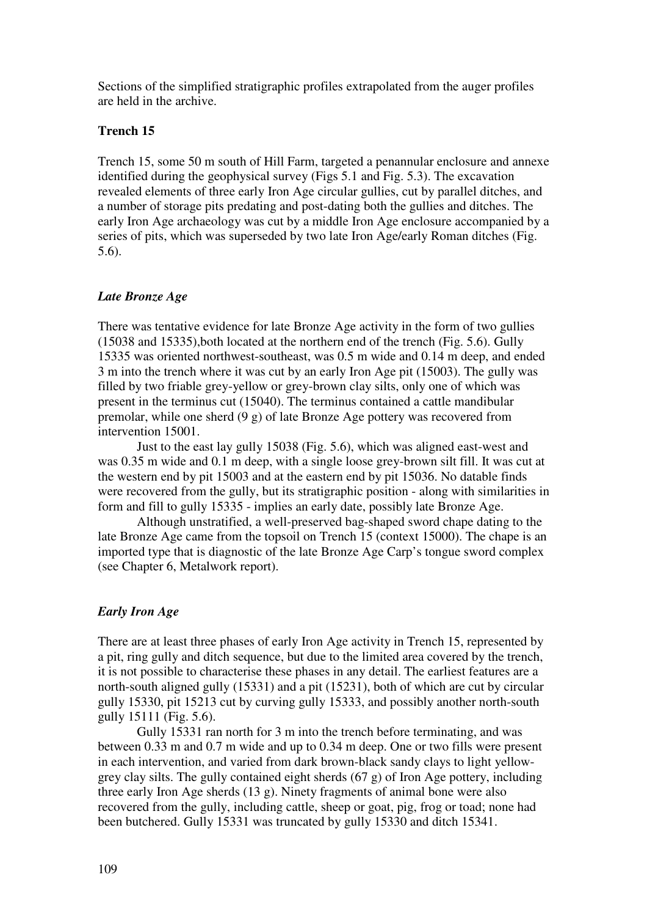Sections of the simplified stratigraphic profiles extrapolated from the auger profiles are held in the archive.

### Trench 15

Trench 15, some 50 m south of Hill Farm, targeted a penannular enclosure and annexe identified during the geophysical survey (Figs 5.1 and Fig. 5.3). The excavation revealed elements of three early Iron Age circular gullies, cut by parallel ditches, and a number of storage pits predating and post-dating both the gullies and ditches. The early Iron Age archaeology was cut by a middle Iron Age enclosure accompanied by a series of pits, which was superseded by two late Iron Age/early Roman ditches (Fig. 5.6).

#### *Late Bronze Age*

There was tentative evidence for late Bronze Age activity in the form of two gullies (15038 and 15335),both located at the northern end of the trench (Fig. 5.6). Gully 15335 was oriented northwest-southeast, was 0.5 m wide and 0.14 m deep, and ended 3 m into the trench where it was cut by an early Iron Age pit (15003). The gully was filled by two friable grey-yellow or grey-brown clay silts, only one of which was present in the terminus cut (15040). The terminus contained a cattle mandibular premolar, while one sherd (9 g) of late Bronze Age pottery was recovered from intervention 15001.

Just to the east lay gully 15038 (Fig. 5.6), which was aligned east-west and was 0.35 m wide and 0.1 m deep, with a single loose grey-brown silt fill. It was cut at the western end by pit 15003 and at the eastern end by pit 15036. No datable finds were recovered from the gully, but its stratigraphic position - along with similarities in form and fill to gully 15335 - implies an early date, possibly late Bronze Age.

Although unstratified, a well-preserved bag-shaped sword chape dating to the late Bronze Age came from the topsoil on Trench 15 (context 15000). The chape is an imported type that is diagnostic of the late Bronze Age Carp's tongue sword complex (see Chapter 6, Metalwork report).

#### *Early Iron Age*

There are at least three phases of early Iron Age activity in Trench 15, represented by a pit, ring gully and ditch sequence, but due to the limited area covered by the trench, it is not possible to characterise these phases in any detail. The earliest features are a north-south aligned gully (15331) and a pit (15231), both of which are cut by circular gully 15330, pit 15213 cut by curving gully 15333, and possibly another north-south gully 15111 (Fig. 5.6).

Gully 15331 ran north for 3 m into the trench before terminating, and was between 0.33 m and 0.7 m wide and up to 0.34 m deep. One or two fills were present in each intervention, and varied from dark brown-black sandy clays to light yellow-grey clay silts. The gully contained eight sherds (67 g) of Iron Age pottery, including three early Iron Age sherds (13 g). Ninety fragments of animal bone were also recovered from the gully, including cattle, sheep or goat, pig, frog or toad; none had been butchered. Gully 15331 was truncated by gully 15330 and ditch 15341.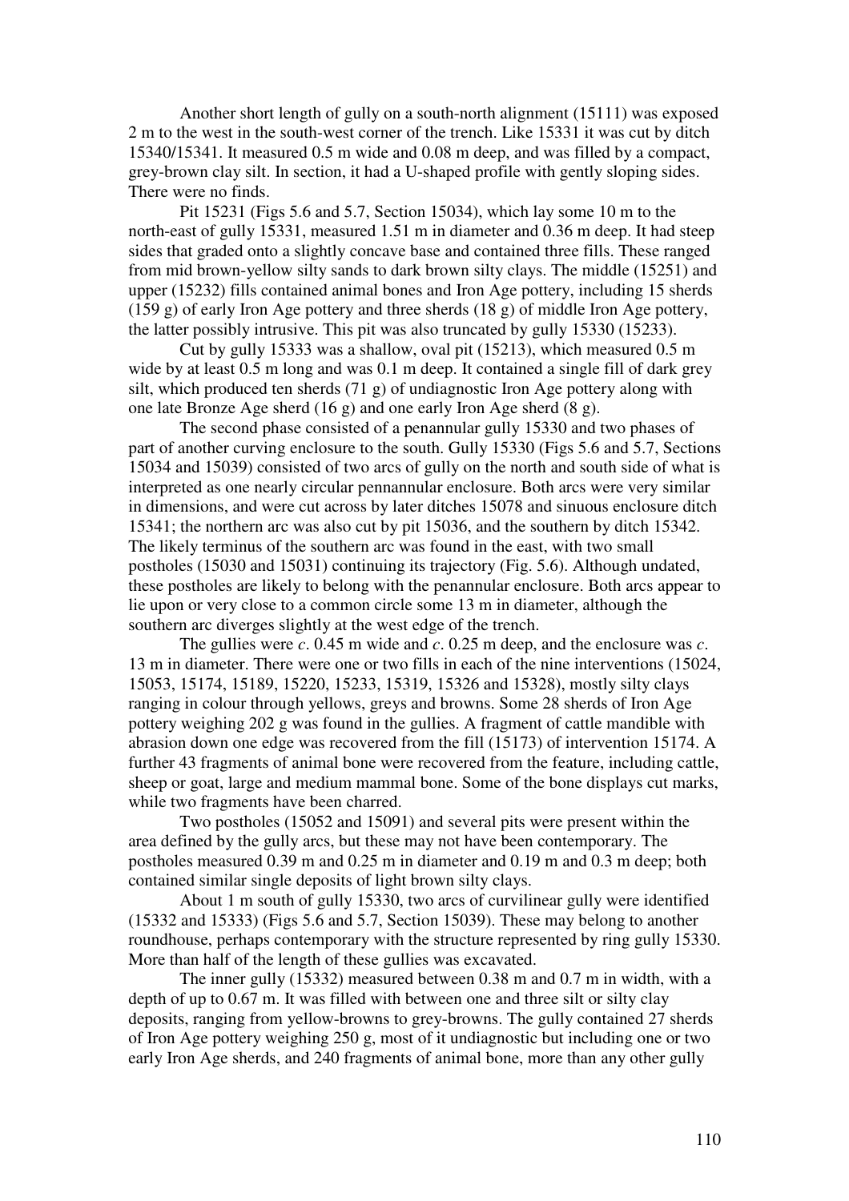Another short length of gully on a south-north alignment (15111) was exposed 2 m to the west in the south-west corner of the trench. Like 15331 it was cut by ditch 15340/15341. It measured 0.5 m wide and 0.08 m deep, and was filled by a compact, grey-brown clay silt. In section, it had a U-shaped profile with gently sloping sides. There were no finds.

Pit 15231 (Figs 5.6 and 5.7, Section 15034), which lay some 10 m to the north-east of gully 15331, measured 1.51 m in diameter and 0.36 m deep. It had steep sides that graded onto a slightly concave base and contained three fills. These ranged from mid brown-yellow silty sands to dark brown silty clays. The middle (15251) and upper (15232) fills contained animal bones and Iron Age pottery, including 15 sherds (159 g) of early Iron Age pottery and three sherds (18 g) of middle Iron Age pottery, the latter possibly intrusive. This pit was also truncated by gully 15330 (15233).

Cut by gully 15333 was a shallow, oval pit (15213), which measured 0.5 m wide by at least 0.5 m long and was 0.1 m deep. It contained a single fill of dark grey silt, which produced ten sherds (71 g) of undiagnostic Iron Age pottery along with one late Bronze Age sherd (16 g) and one early Iron Age sherd (8 g).

The second phase consisted of a penannular gully 15330 and two phases of part of another curving enclosure to the south. Gully 15330 (Figs 5.6 and 5.7, Sections 15034 and 15039) consisted of two arcs of gully on the north and south side of what is interpreted as one nearly circular pennannular enclosure. Both arcs were very similar in dimensions, and were cut across by later ditches 15078 and sinuous enclosure ditch 15341; the northern arc was also cut by pit 15036, and the southern by ditch 15342. The likely terminus of the southern arc was found in the east, with two small postholes (15030 and 15031) continuing its trajectory (Fig. 5.6). Although undated, these postholes are likely to belong with the penannular enclosure. Both arcs appear to lie upon or very close to a common circle some 13 m in diameter, although the southern arc diverges slightly at the west edge of the trench.

The gullies were *c*. 0.45 m wide and *c*. 0.25 m deep, and the enclosure was *c*. 13 m in diameter. There were one or two fills in each of the nine interventions (15024, 15053, 15174, 15189, 15220, 15233, 15319, 15326 and 15328), mostly silty clays ranging in colour through yellows, greys and browns. Some 28 sherds of Iron Age pottery weighing 202 g was found in the gullies. A fragment of cattle mandible with abrasion down one edge was recovered from the fill (15173) of intervention 15174. A further 43 fragments of animal bone were recovered from the feature, including cattle, sheep or goat, large and medium mammal bone. Some of the bone displays cut marks, while two fragments have been charred.

Two postholes (15052 and 15091) and several pits were present within the area defined by the gully arcs, but these may not have been contemporary. The postholes measured 0.39 m and 0.25 m in diameter and 0.19 m and 0.3 m deep; both contained similar single deposits of light brown silty clays.

About 1 m south of gully 15330, two arcs of curvilinear gully were identified (15332 and 15333) (Figs 5.6 and 5.7, Section 15039). These may belong to another roundhouse, perhaps contemporary with the structure represented by ring gully 15330. More than half of the length of these gullies was excavated.

The inner gully (15332) measured between 0.38 m and 0.7 m in width, with a depth of up to 0.67 m. It was filled with between one and three silt or silty clay deposits, ranging from yellow-browns to grey-browns. The gully contained 27 sherds of Iron Age pottery weighing 250 g, most of it undiagnostic but including one or two early Iron Age sherds, and 240 fragments of animal bone, more than any other gully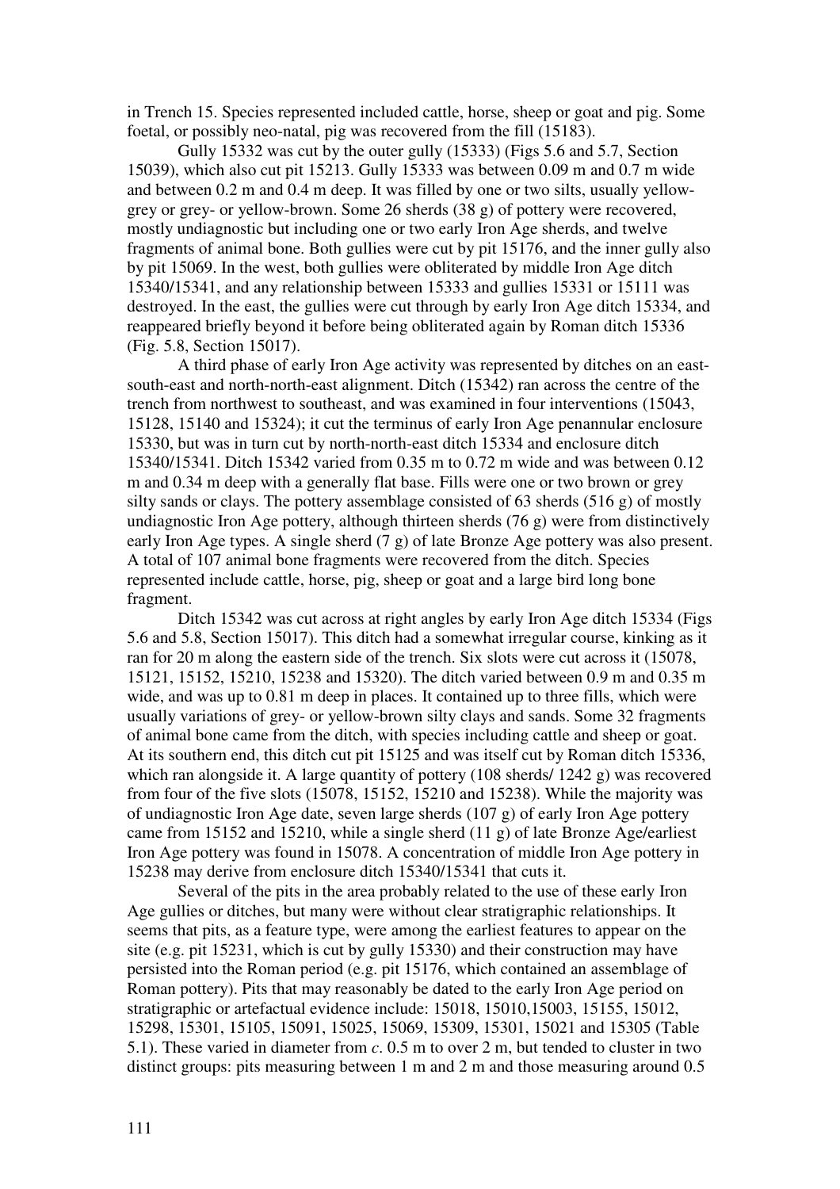in Trench 15. Species represented included cattle, horse, sheep or goat and pig. Some foetal, or possibly neo-natal, pig was recovered from the fill (15183).

Gully 15332 was cut by the outer gully (15333) (Figs 5.6 and 5.7, Section 15039), which also cut pit 15213. Gully 15333 was between 0.09 m and 0.7 m wide and between 0.2 m and 0.4 m deep. It was filled by one or two silts, usually yellow-grey or grey- or yellow-brown. Some 26 sherds (38 g) of pottery were recovered, mostly undiagnostic but including one or two early Iron Age sherds, and twelve fragments of animal bone. Both gullies were cut by pit 15176, and the inner gully also by pit 15069. In the west, both gullies were obliterated by middle Iron Age ditch 15340/15341, and any relationship between 15333 and gullies 15331 or 15111 was destroyed. In the east, the gullies were cut through by early Iron Age ditch 15334, and reappeared briefly beyond it before being obliterated again by Roman ditch 15336 (Fig. 5.8, Section 15017).

A third phase of early Iron Age activity was represented by ditches on an east-south-east and north-north-east alignment. Ditch (15342) ran across the centre of the trench from northwest to southeast, and was examined in four interventions (15043, 15128, 15140 and 15324); it cut the terminus of early Iron Age penannular enclosure 15330, but was in turn cut by north-north-east ditch 15334 and enclosure ditch 15340/15341. Ditch 15342 varied from 0.35 m to 0.72 m wide and was between 0.12 m and 0.34 m deep with a generally flat base. Fills were one or two brown or grey silty sands or clays. The pottery assemblage consisted of 63 sherds (516 g) of mostly undiagnostic Iron Age pottery, although thirteen sherds (76 g) were from distinctively early Iron Age types. A single sherd (7 g) of late Bronze Age pottery was also present. A total of 107 animal bone fragments were recovered from the ditch. Species represented include cattle, horse, pig, sheep or goat and a large bird long bone fragment.

Ditch 15342 was cut across at right angles by early Iron Age ditch 15334 (Figs 5.6 and 5.8, Section 15017). This ditch had a somewhat irregular course, kinking as it ran for 20 m along the eastern side of the trench. Six slots were cut across it (15078, 15121, 15152, 15210, 15238 and 15320). The ditch varied between 0.9 m and 0.35 m wide, and was up to 0.81 m deep in places. It contained up to three fills, which were usually variations of grey- or yellow-brown silty clays and sands. Some 32 fragments of animal bone came from the ditch, with species including cattle and sheep or goat. At its southern end, this ditch cut pit 15125 and was itself cut by Roman ditch 15336, which ran alongside it. A large quantity of pottery (108 sherds/ 1242 g) was recovered from four of the five slots (15078, 15152, 15210 and 15238). While the majority was of undiagnostic Iron Age date, seven large sherds (107 g) of early Iron Age pottery came from 15152 and 15210, while a single sherd (11 g) of late Bronze Age/earliest Iron Age pottery was found in 15078. A concentration of middle Iron Age pottery in 15238 may derive from enclosure ditch 15340/15341 that cuts it.

Several of the pits in the area probably related to the use of these early Iron Age gullies or ditches, but many were without clear stratigraphic relationships. It seems that pits, as a feature type, were among the earliest features to appear on the site (e.g. pit 15231, which is cut by gully 15330) and their construction may have persisted into the Roman period (e.g. pit 15176, which contained an assemblage of Roman pottery). Pits that may reasonably be dated to the early Iron Age period on stratigraphic or artefactual evidence include: 15018, 15010,15003, 15155, 15012, 15298, 15301, 15105, 15091, 15025, 15069, 15309, 15301, 15021 and 15305 (Table 5.1). These varied in diameter from *c*. 0.5 m to over 2 m, but tended to cluster in two distinct groups: pits measuring between 1 m and 2 m and those measuring around 0.5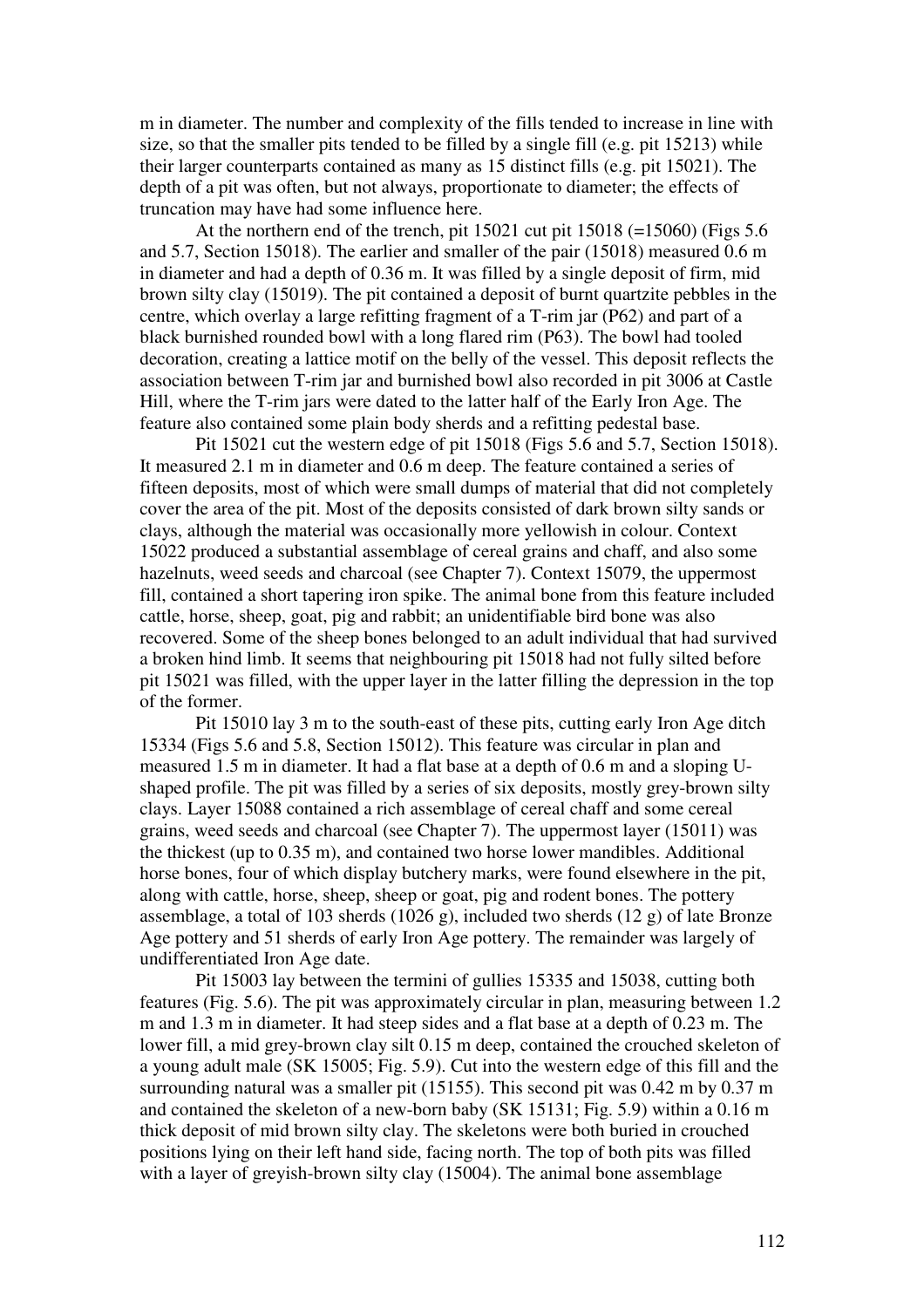m in diameter. The number and complexity of the fills tended to increase in line with size, so that the smaller pits tended to be filled by a single fill (e.g. pit 15213) while their larger counterparts contained as many as 15 distinct fills (e.g. pit 15021). The depth of a pit was often, but not always, proportionate to diameter; the effects of truncation may have had some influence here.

At the northern end of the trench, pit 15021 cut pit 15018 (=15060) (Figs 5.6 and 5.7, Section 15018). The earlier and smaller of the pair (15018) measured 0.6 m in diameter and had a depth of 0.36 m. It was filled by a single deposit of firm, mid brown silty clay (15019). The pit contained a deposit of burnt quartzite pebbles in the centre, which overlay a large refitting fragment of a T-rim jar (P62) and part of a black burnished rounded bowl with a long flared rim (P63). The bowl had tooled decoration, creating a lattice motif on the belly of the vessel. This deposit reflects the association between T-rim jar and burnished bowl also recorded in pit 3006 at Castle Hill, where the T-rim jars were dated to the latter half of the Early Iron Age. The feature also contained some plain body sherds and a refitting pedestal base.

Pit 15021 cut the western edge of pit 15018 (Figs 5.6 and 5.7, Section 15018). It measured 2.1 m in diameter and 0.6 m deep. The feature contained a series of fifteen deposits, most of which were small dumps of material that did not completely cover the area of the pit. Most of the deposits consisted of dark brown silty sands or clays, although the material was occasionally more yellowish in colour. Context 15022 produced a substantial assemblage of cereal grains and chaff, and also some hazelnuts, weed seeds and charcoal (see Chapter 7). Context 15079, the uppermost fill, contained a short tapering iron spike. The animal bone from this feature included cattle, horse, sheep, goat, pig and rabbit; an unidentifiable bird bone was also recovered. Some of the sheep bones belonged to an adult individual that had survived a broken hind limb. It seems that neighbouring pit 15018 had not fully silted before pit 15021 was filled, with the upper layer in the latter filling the depression in the top of the former.

Pit 15010 lay 3 m to the south-east of these pits, cutting early Iron Age ditch 15334 (Figs 5.6 and 5.8, Section 15012). This feature was circular in plan and measured 1.5 m in diameter. It had a flat base at a depth of 0.6 m and a sloping U-shaped profile. The pit was filled by a series of six deposits, mostly grey-brown silty clays. Layer 15088 contained a rich assemblage of cereal chaff and some cereal grains, weed seeds and charcoal (see Chapter 7). The uppermost layer (15011) was the thickest (up to 0.35 m), and contained two horse lower mandibles. Additional horse bones, four of which display butchery marks, were found elsewhere in the pit, along with cattle, horse, sheep, sheep or goat, pig and rodent bones. The pottery assemblage, a total of 103 sherds (1026 g), included two sherds (12 g) of late Bronze Age pottery and 51 sherds of early Iron Age pottery. The remainder was largely of undifferentiated Iron Age date.

Pit 15003 lay between the termini of gullies 15335 and 15038, cutting both features (Fig. 5.6). The pit was approximately circular in plan, measuring between 1.2 m and 1.3 m in diameter. It had steep sides and a flat base at a depth of 0.23 m. The lower fill, a mid grey-brown clay silt 0.15 m deep, contained the crouched skeleton of a young adult male (SK 15005; Fig. 5.9). Cut into the western edge of this fill and the surrounding natural was a smaller pit (15155). This second pit was 0.42 m by 0.37 m and contained the skeleton of a new-born baby (SK 15131; Fig. 5.9) within a 0.16 m thick deposit of mid brown silty clay. The skeletons were both buried in crouched positions lying on their left hand side, facing north. The top of both pits was filled with a layer of greyish-brown silty clay (15004). The animal bone assemblage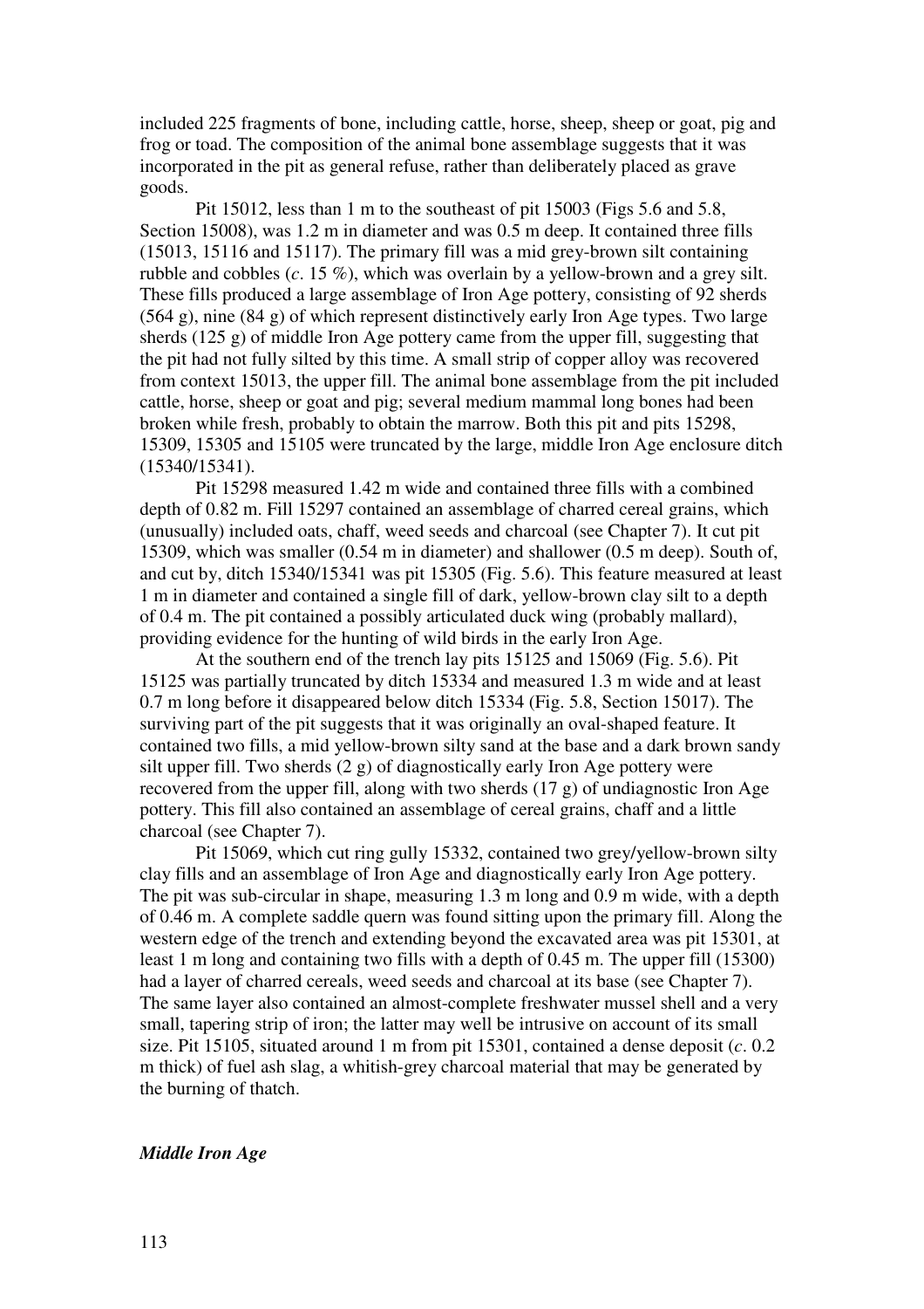included 225 fragments of bone, including cattle, horse, sheep, sheep or goat, pig and frog or toad. The composition of the animal bone assemblage suggests that it was incorporated in the pit as general refuse, rather than deliberately placed as grave goods.

Pit 15012, less than 1 m to the southeast of pit 15003 (Figs 5.6 and 5.8, Section 15008), was 1.2 m in diameter and was 0.5 m deep. It contained three fills (15013, 15116 and 15117). The primary fill was a mid grey-brown silt containing rubble and cobbles (*c*. 15 %), which was overlain by a yellow-brown and a grey silt. These fills produced a large assemblage of Iron Age pottery, consisting of 92 sherds (564 g), nine (84 g) of which represent distinctively early Iron Age types. Two large sherds (125 g) of middle Iron Age pottery came from the upper fill, suggesting that the pit had not fully silted by this time. A small strip of copper alloy was recovered from context 15013, the upper fill. The animal bone assemblage from the pit included cattle, horse, sheep or goat and pig; several medium mammal long bones had been broken while fresh, probably to obtain the marrow. Both this pit and pits 15298, 15309, 15305 and 15105 were truncated by the large, middle Iron Age enclosure ditch (15340/15341).

Pit 15298 measured 1.42 m wide and contained three fills with a combined depth of 0.82 m. Fill 15297 contained an assemblage of charred cereal grains, which (unusually) included oats, chaff, weed seeds and charcoal (see Chapter 7). It cut pit 15309, which was smaller (0.54 m in diameter) and shallower (0.5 m deep). South of, and cut by, ditch 15340/15341 was pit 15305 (Fig. 5.6). This feature measured at least 1 m in diameter and contained a single fill of dark, yellow-brown clay silt to a depth of 0.4 m. The pit contained a possibly articulated duck wing (probably mallard), providing evidence for the hunting of wild birds in the early Iron Age.

At the southern end of the trench lay pits 15125 and 15069 (Fig. 5.6). Pit 15125 was partially truncated by ditch 15334 and measured 1.3 m wide and at least 0.7 m long before it disappeared below ditch 15334 (Fig. 5.8, Section 15017). The surviving part of the pit suggests that it was originally an oval-shaped feature. It contained two fills, a mid yellow-brown silty sand at the base and a dark brown sandy silt upper fill. Two sherds (2 g) of diagnostically early Iron Age pottery were recovered from the upper fill, along with two sherds (17 g) of undiagnostic Iron Age pottery. This fill also contained an assemblage of cereal grains, chaff and a little charcoal (see Chapter 7).

Pit 15069, which cut ring gully 15332, contained two grey/yellow-brown silty clay fills and an assemblage of Iron Age and diagnostically early Iron Age pottery. The pit was sub-circular in shape, measuring 1.3 m long and 0.9 m wide, with a depth of 0.46 m. A complete saddle quern was found sitting upon the primary fill. Along the western edge of the trench and extending beyond the excavated area was pit 15301, at least 1 m long and containing two fills with a depth of 0.45 m. The upper fill (15300) had a layer of charred cereals, weed seeds and charcoal at its base (see Chapter 7). The same layer also contained an almost-complete freshwater mussel shell and a very small, tapering strip of iron; the latter may well be intrusive on account of its small size. Pit 15105, situated around 1 m from pit 15301, contained a dense deposit (*c*. 0.2 m thick) of fuel ash slag, a whitish-grey charcoal material that may be generated by the burning of thatch.

### *Middle Iron Age*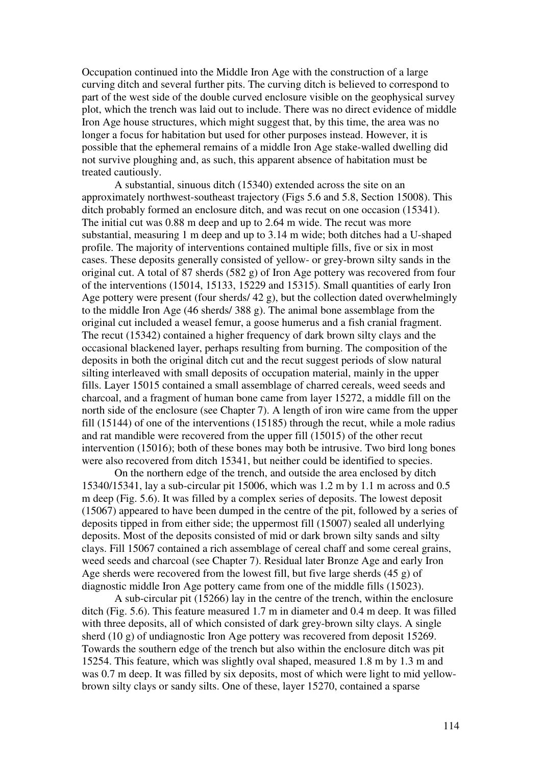Occupation continued into the Middle Iron Age with the construction of a large curving ditch and several further pits. The curving ditch is believed to correspond to part of the west side of the double curved enclosure visible on the geophysical survey plot, which the trench was laid out to include. There was no direct evidence of middle Iron Age house structures, which might suggest that, by this time, the area was no longer a focus for habitation but used for other purposes instead. However, it is possible that the ephemeral remains of a middle Iron Age stake-walled dwelling did not survive ploughing and, as such, this apparent absence of habitation must be treated cautiously.

A substantial, sinuous ditch (15340) extended across the site on an approximately northwest-southeast trajectory (Figs 5.6 and 5.8, Section 15008). This ditch probably formed an enclosure ditch, and was recut on one occasion (15341). The initial cut was 0.88 m deep and up to 2.64 m wide. The recut was more substantial, measuring 1 m deep and up to 3.14 m wide; both ditches had a U-shaped profile. The majority of interventions contained multiple fills, five or six in most cases. These deposits generally consisted of yellow- or grey-brown silty sands in the original cut. A total of 87 sherds (582 g) of Iron Age pottery was recovered from four of the interventions (15014, 15133, 15229 and 15315). Small quantities of early Iron Age pottery were present (four sherds/ 42 g), but the collection dated overwhelmingly to the middle Iron Age (46 sherds/ 388 g). The animal bone assemblage from the original cut included a weasel femur, a goose humerus and a fish cranial fragment. The recut (15342) contained a higher frequency of dark brown silty clays and the occasional blackened layer, perhaps resulting from burning. The composition of the deposits in both the original ditch cut and the recut suggest periods of slow natural silting interleaved with small deposits of occupation material, mainly in the upper fills. Layer 15015 contained a small assemblage of charred cereals, weed seeds and charcoal, and a fragment of human bone came from layer 15272, a middle fill on the north side of the enclosure (see Chapter 7). A length of iron wire came from the upper fill (15144) of one of the interventions (15185) through the recut, while a mole radius and rat mandible were recovered from the upper fill (15015) of the other recut intervention (15016); both of these bones may both be intrusive. Two bird long bones were also recovered from ditch 15341, but neither could be identified to species.

On the northern edge of the trench, and outside the area enclosed by ditch 15340/15341, lay a sub-circular pit 15006, which was 1.2 m by 1.1 m across and 0.5 m deep (Fig. 5.6). It was filled by a complex series of deposits. The lowest deposit (15067) appeared to have been dumped in the centre of the pit, followed by a series of deposits tipped in from either side; the uppermost fill (15007) sealed all underlying deposits. Most of the deposits consisted of mid or dark brown silty sands and silty clays. Fill 15067 contained a rich assemblage of cereal chaff and some cereal grains, weed seeds and charcoal (see Chapter 7). Residual later Bronze Age and early Iron Age sherds were recovered from the lowest fill, but five large sherds (45 g) of diagnostic middle Iron Age pottery came from one of the middle fills (15023).

A sub-circular pit (15266) lay in the centre of the trench, within the enclosure ditch (Fig. 5.6). This feature measured 1.7 m in diameter and 0.4 m deep. It was filled with three deposits, all of which consisted of dark grey-brown silty clays. A single sherd (10 g) of undiagnostic Iron Age pottery was recovered from deposit 15269. Towards the southern edge of the trench but also within the enclosure ditch was pit 15254. This feature, which was slightly oval shaped, measured 1.8 m by 1.3 m and was 0.7 m deep. It was filled by six deposits, most of which were light to mid yellow-brown silty clays or sandy silts. One of these, layer 15270, contained a sparse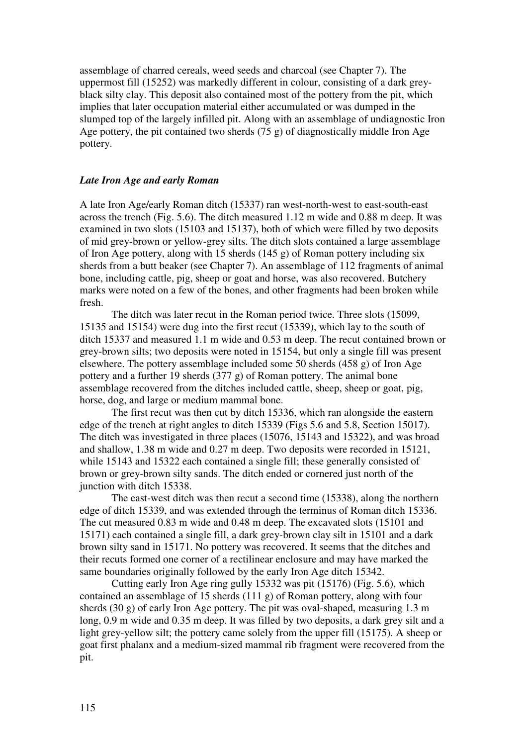assemblage of charred cereals, weed seeds and charcoal (see Chapter 7). The uppermost fill (15252) was markedly different in colour, consisting of a dark grey-black silty clay. This deposit also contained most of the pottery from the pit, which implies that later occupation material either accumulated or was dumped in the slumped top of the largely infilled pit. Along with an assemblage of undiagnostic Iron Age pottery, the pit contained two sherds (75 g) of diagnostically middle Iron Age pottery.

### *Late Iron Age and early Roman*

A late Iron Age/early Roman ditch (15337) ran west-north-west to east-south-east across the trench (Fig. 5.6). The ditch measured 1.12 m wide and 0.88 m deep. It was examined in two slots (15103 and 15137), both of which were filled by two deposits of mid grey-brown or yellow-grey silts. The ditch slots contained a large assemblage of Iron Age pottery, along with 15 sherds (145 g) of Roman pottery including six sherds from a butt beaker (see Chapter 7). An assemblage of 112 fragments of animal bone, including cattle, pig, sheep or goat and horse, was also recovered. Butchery marks were noted on a few of the bones, and other fragments had been broken while fresh.

The ditch was later recut in the Roman period twice. Three slots (15099, 15135 and 15154) were dug into the first recut (15339), which lay to the south of ditch 15337 and measured 1.1 m wide and 0.53 m deep. The recut contained brown or grey-brown silts; two deposits were noted in 15154, but only a single fill was present elsewhere. The pottery assemblage included some 50 sherds (458 g) of Iron Age pottery and a further 19 sherds (377 g) of Roman pottery. The animal bone assemblage recovered from the ditches included cattle, sheep, sheep or goat, pig, horse, dog, and large or medium mammal bone.

The first recut was then cut by ditch 15336, which ran alongside the eastern edge of the trench at right angles to ditch 15339 (Figs 5.6 and 5.8, Section 15017). The ditch was investigated in three places (15076, 15143 and 15322), and was broad and shallow, 1.38 m wide and 0.27 m deep. Two deposits were recorded in 15121, while 15143 and 15322 each contained a single fill; these generally consisted of brown or grey-brown silty sands. The ditch ended or cornered just north of the junction with ditch 15338.

The east-west ditch was then recut a second time (15338), along the northern edge of ditch 15339, and was extended through the terminus of Roman ditch 15336. The cut measured 0.83 m wide and 0.48 m deep. The excavated slots (15101 and 15171) each contained a single fill, a dark grey-brown clay silt in 15101 and a dark brown silty sand in 15171. No pottery was recovered. It seems that the ditches and their recuts formed one corner of a rectilinear enclosure and may have marked the same boundaries originally followed by the early Iron Age ditch 15342.

Cutting early Iron Age ring gully 15332 was pit (15176) (Fig. 5.6), which contained an assemblage of 15 sherds (111 g) of Roman pottery, along with four sherds (30 g) of early Iron Age pottery. The pit was oval-shaped, measuring 1.3 m long, 0.9 m wide and 0.35 m deep. It was filled by two deposits, a dark grey silt and a light grey-yellow silt; the pottery came solely from the upper fill (15175). A sheep or goat first phalanx and a medium-sized mammal rib fragment were recovered from the pit.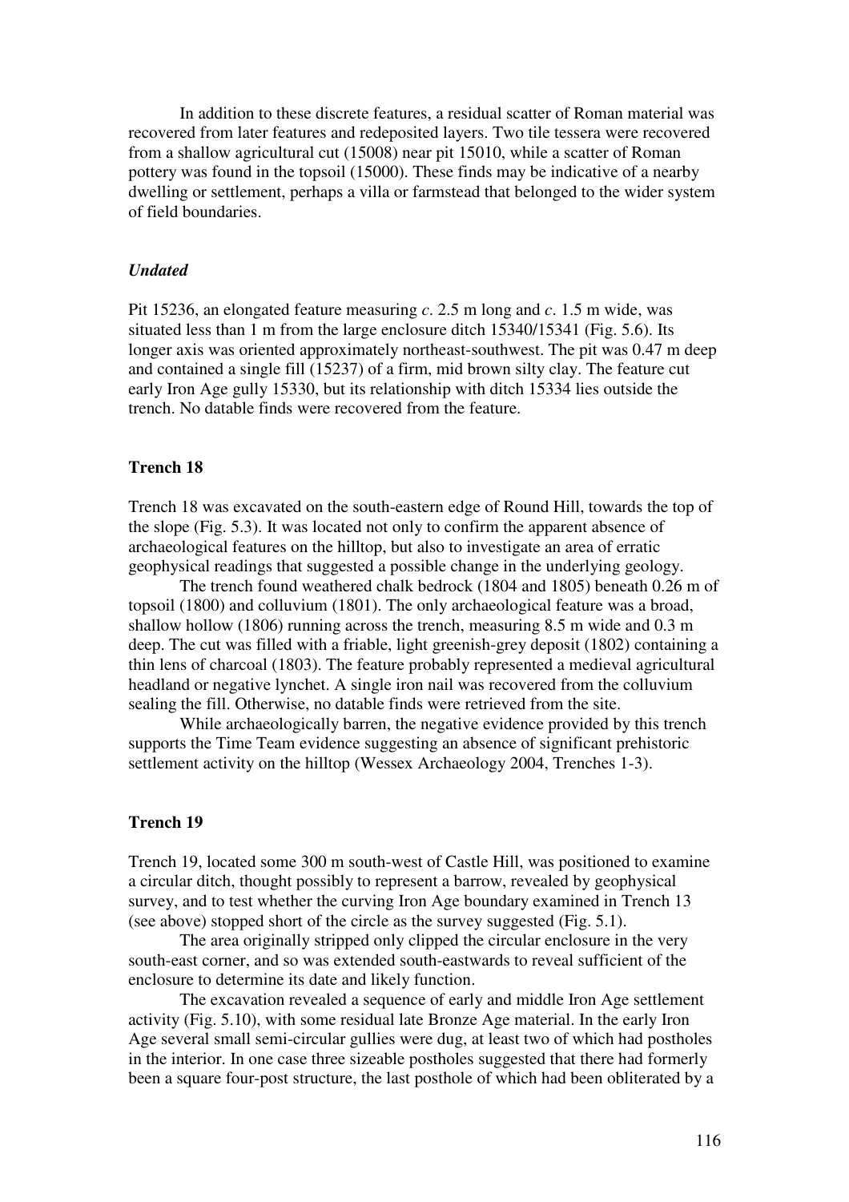In addition to these discrete features, a residual scatter of Roman material was recovered from later features and redeposited layers. Two tile tessera were recovered from a shallow agricultural cut (15008) near pit 15010, while a scatter of Roman pottery was found in the topsoil (15000). These finds may be indicative of a nearby dwelling or settlement, perhaps a villa or farmstead that belonged to the wider system of field boundaries.

### *Undated*

Pit 15236, an elongated feature measuring *c*. 2.5 m long and *c*. 1.5 m wide, was situated less than 1 m from the large enclosure ditch 15340/15341 (Fig. 5.6). Its longer axis was oriented approximately northeast-southwest. The pit was 0.47 m deep and contained a single fill (15237) of a firm, mid brown silty clay. The feature cut early Iron Age gully 15330, but its relationship with ditch 15334 lies outside the trench. No datable finds were recovered from the feature.

## Trench 18

Trench 18 was excavated on the south-eastern edge of Round Hill, towards the top of the slope (Fig. 5.3). It was located not only to confirm the apparent absence of archaeological features on the hilltop, but also to investigate an area of erratic geophysical readings that suggested a possible change in the underlying geology.

The trench found weathered chalk bedrock (1804 and 1805) beneath 0.26 m of topsoil (1800) and colluvium (1801). The only archaeological feature was a broad, shallow hollow (1806) running across the trench, measuring 8.5 m wide and 0.3 m deep. The cut was filled with a friable, light greenish-grey deposit (1802) containing a thin lens of charcoal (1803). The feature probably represented a medieval agricultural headland or negative lynchet. A single iron nail was recovered from the colluvium sealing the fill. Otherwise, no datable finds were retrieved from the site.

While archaeologically barren, the negative evidence provided by this trench supports the Time Team evidence suggesting an absence of significant prehistoric settlement activity on the hilltop (Wessex Archaeology 2004, Trenches 1-3).

## Trench 19

Trench 19, located some 300 m south-west of Castle Hill, was positioned to examine a circular ditch, thought possibly to represent a barrow, revealed by geophysical survey, and to test whether the curving Iron Age boundary examined in Trench 13 (see above) stopped short of the circle as the survey suggested (Fig. 5.1).

The area originally stripped only clipped the circular enclosure in the very south-east corner, and so was extended south-eastwards to reveal sufficient of the enclosure to determine its date and likely function.

The excavation revealed a sequence of early and middle Iron Age settlement activity (Fig. 5.10), with some residual late Bronze Age material. In the early Iron Age several small semi-circular gullies were dug, at least two of which had postholes in the interior. In one case three sizeable postholes suggested that there had formerly been a square four-post structure, the last posthole of which had been obliterated by a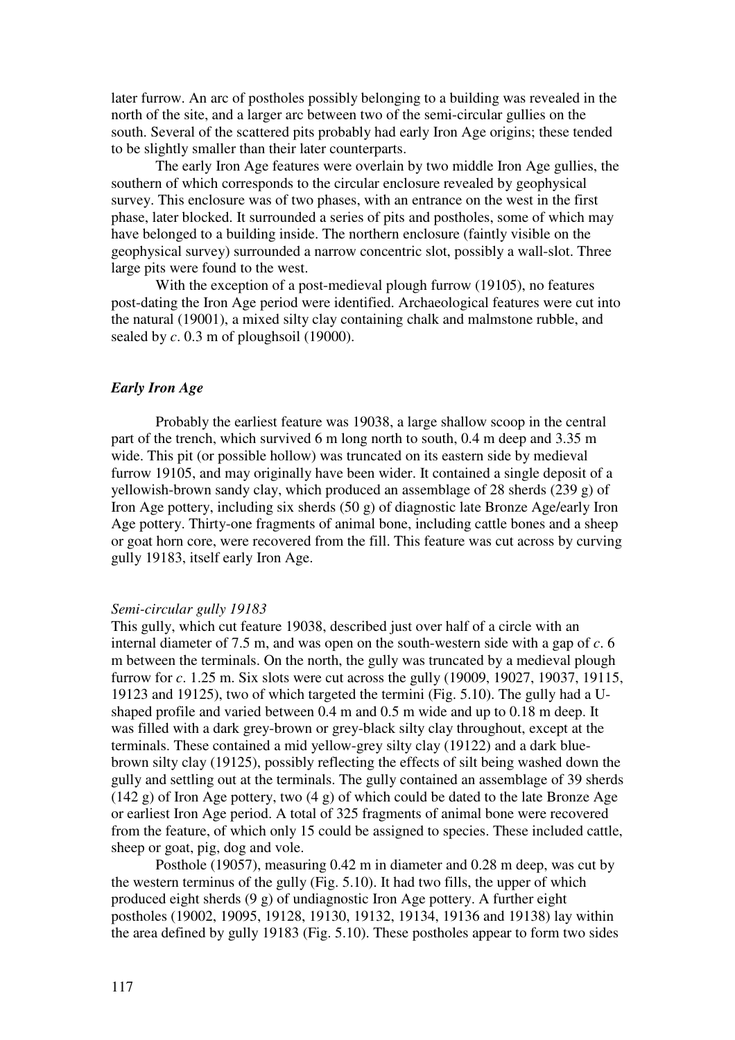later furrow. An arc of postholes possibly belonging to a building was revealed in the north of the site, and a larger arc between two of the semi-circular gullies on the south. Several of the scattered pits probably had early Iron Age origins; these tended to be slightly smaller than their later counterparts.

The early Iron Age features were overlain by two middle Iron Age gullies, the southern of which corresponds to the circular enclosure revealed by geophysical survey. This enclosure was of two phases, with an entrance on the west in the first phase, later blocked. It surrounded a series of pits and postholes, some of which may have belonged to a building inside. The northern enclosure (faintly visible on the geophysical survey) surrounded a narrow concentric slot, possibly a wall-slot. Three large pits were found to the west.

With the exception of a post-medieval plough furrow (19105), no features post-dating the Iron Age period were identified. Archaeological features were cut into the natural (19001), a mixed silty clay containing chalk and malmstone rubble, and sealed by *c*. 0.3 m of ploughsoil (19000).

### *Early Iron Age*

Probably the earliest feature was 19038, a large shallow scoop in the central part of the trench, which survived 6 m long north to south, 0.4 m deep and 3.35 m wide. This pit (or possible hollow) was truncated on its eastern side by medieval furrow 19105, and may originally have been wider. It contained a single deposit of a yellowish-brown sandy clay, which produced an assemblage of 28 sherds (239 g) of Iron Age pottery, including six sherds (50 g) of diagnostic late Bronze Age/early Iron Age pottery. Thirty-one fragments of animal bone, including cattle bones and a sheep or goat horn core, were recovered from the fill. This feature was cut across by curving gully 19183, itself early Iron Age.

#### *Semi-circular gully 19183*

This gully, which cut feature 19038, described just over half of a circle with an internal diameter of 7.5 m, and was open on the south-western side with a gap of *c*. 6 m between the terminals. On the north, the gully was truncated by a medieval plough furrow for *c*. 1.25 m. Six slots were cut across the gully (19009, 19027, 19037, 19115, 19123 and 19125), two of which targeted the termini (Fig. 5.10). The gully had a U-shaped profile and varied between 0.4 m and 0.5 m wide and up to 0.18 m deep. It was filled with a dark grey-brown or grey-black silty clay throughout, except at the terminals. These contained a mid yellow-grey silty clay (19122) and a dark blue-brown silty clay (19125), possibly reflecting the effects of silt being washed down the gully and settling out at the terminals. The gully contained an assemblage of 39 sherds (142 g) of Iron Age pottery, two (4 g) of which could be dated to the late Bronze Age or earliest Iron Age period. A total of 325 fragments of animal bone were recovered from the feature, of which only 15 could be assigned to species. These included cattle, sheep or goat, pig, dog and vole.

Posthole (19057), measuring 0.42 m in diameter and 0.28 m deep, was cut by the western terminus of the gully (Fig. 5.10). It had two fills, the upper of which produced eight sherds (9 g) of undiagnostic Iron Age pottery. A further eight postholes (19002, 19095, 19128, 19130, 19132, 19134, 19136 and 19138) lay within the area defined by gully 19183 (Fig. 5.10). These postholes appear to form two sides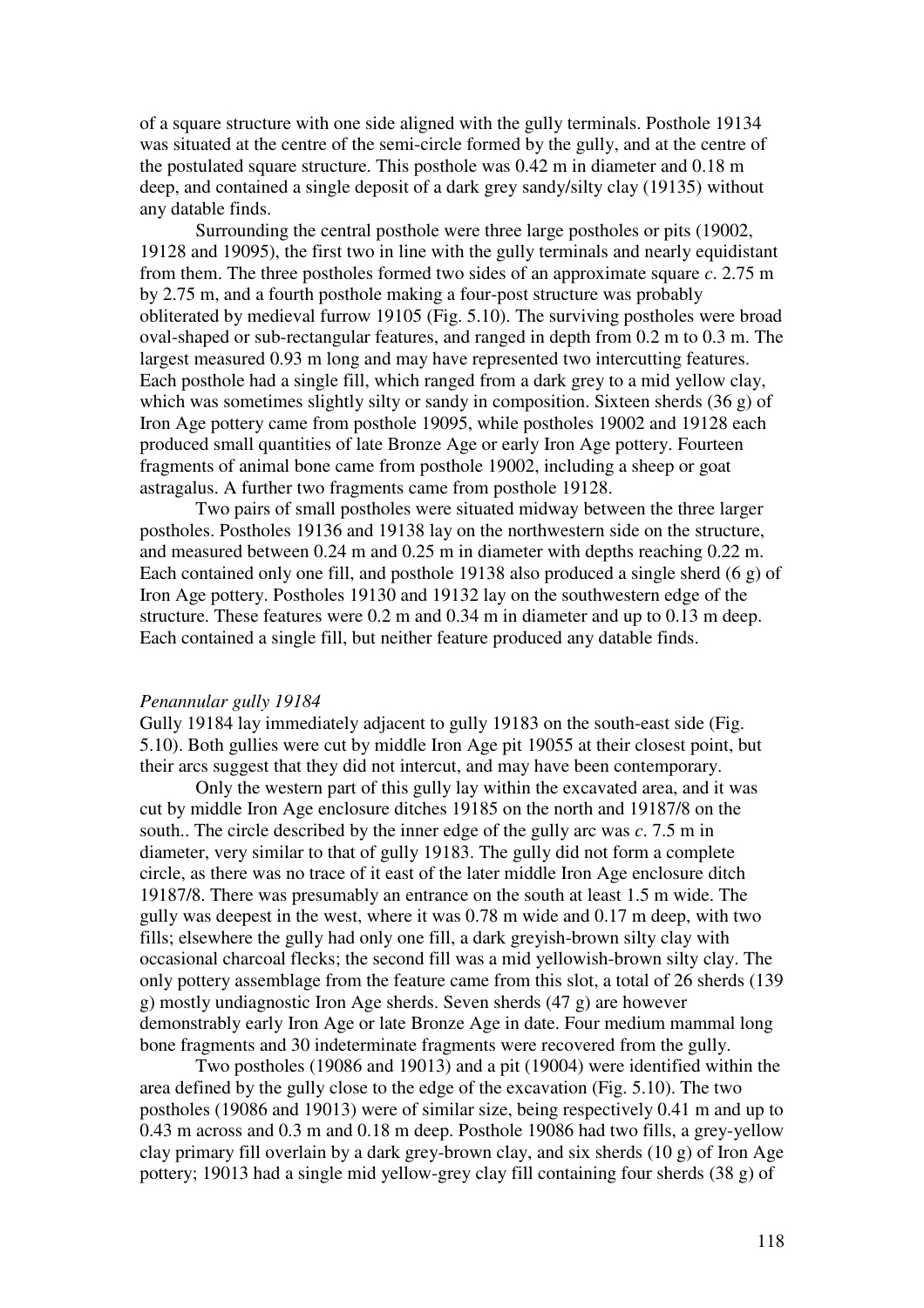of a square structure with one side aligned with the gully terminals. Posthole 19134 was situated at the centre of the semi-circle formed by the gully, and at the centre of the postulated square structure. This posthole was 0.42 m in diameter and 0.18 m deep, and contained a single deposit of a dark grey sandy/silty clay (19135) without any datable finds.

Surrounding the central posthole were three large postholes or pits (19002, 19128 and 19095), the first two in line with the gully terminals and nearly equidistant from them. The three postholes formed two sides of an approximate square *c*. 2.75 m by 2.75 m, and a fourth posthole making a four-post structure was probably obliterated by medieval furrow 19105 (Fig. 5.10). The surviving postholes were broad oval-shaped or sub-rectangular features, and ranged in depth from 0.2 m to 0.3 m. The largest measured 0.93 m long and may have represented two intercutting features. Each posthole had a single fill, which ranged from a dark grey to a mid yellow clay, which was sometimes slightly silty or sandy in composition. Sixteen sherds (36 g) of Iron Age pottery came from posthole 19095, while postholes 19002 and 19128 each produced small quantities of late Bronze Age or early Iron Age pottery. Fourteen fragments of animal bone came from posthole 19002, including a sheep or goat astragalus. A further two fragments came from posthole 19128.

Two pairs of small postholes were situated midway between the three larger postholes. Postholes 19136 and 19138 lay on the northwestern side on the structure, and measured between 0.24 m and 0.25 m in diameter with depths reaching 0.22 m. Each contained only one fill, and posthole 19138 also produced a single sherd (6 g) of Iron Age pottery. Postholes 19130 and 19132 lay on the southwestern edge of the structure. These features were 0.2 m and 0.34 m in diameter and up to 0.13 m deep. Each contained a single fill, but neither feature produced any datable finds.

*Penannular gully 19184*

Gully 19184 lay immediately adjacent to gully 19183 on the south-east side (Fig. 5.10). Both gullies were cut by middle Iron Age pit 19055 at their closest point, but their arcs suggest that they did not intercut, and may have been contemporary.

Only the western part of this gully lay within the excavated area, and it was cut by middle Iron Age enclosure ditches 19185 on the north and 19187/8 on the south.. The circle described by the inner edge of the gully arc was *c*. 7.5 m in diameter, very similar to that of gully 19183. The gully did not form a complete circle, as there was no trace of it east of the later middle Iron Age enclosure ditch 19187/8. There was presumably an entrance on the south at least 1.5 m wide. The gully was deepest in the west, where it was 0.78 m wide and 0.17 m deep, with two fills; elsewhere the gully had only one fill, a dark greyish-brown silty clay with occasional charcoal flecks; the second fill was a mid yellowish-brown silty clay. The only pottery assemblage from the feature came from this slot, a total of 26 sherds (139 g) mostly undiagnostic Iron Age sherds. Seven sherds (47 g) are however demonstrably early Iron Age or late Bronze Age in date. Four medium mammal long bone fragments and 30 indeterminate fragments were recovered from the gully.

Two postholes (19086 and 19013) and a pit (19004) were identified within the area defined by the gully close to the edge of the excavation (Fig. 5.10). The two postholes (19086 and 19013) were of similar size, being respectively 0.41 m and up to 0.43 m across and 0.3 m and 0.18 m deep. Posthole 19086 had two fills, a grey-yellow clay primary fill overlain by a dark grey-brown clay, and six sherds (10 g) of Iron Age pottery; 19013 had a single mid yellow-grey clay fill containing four sherds (38 g) of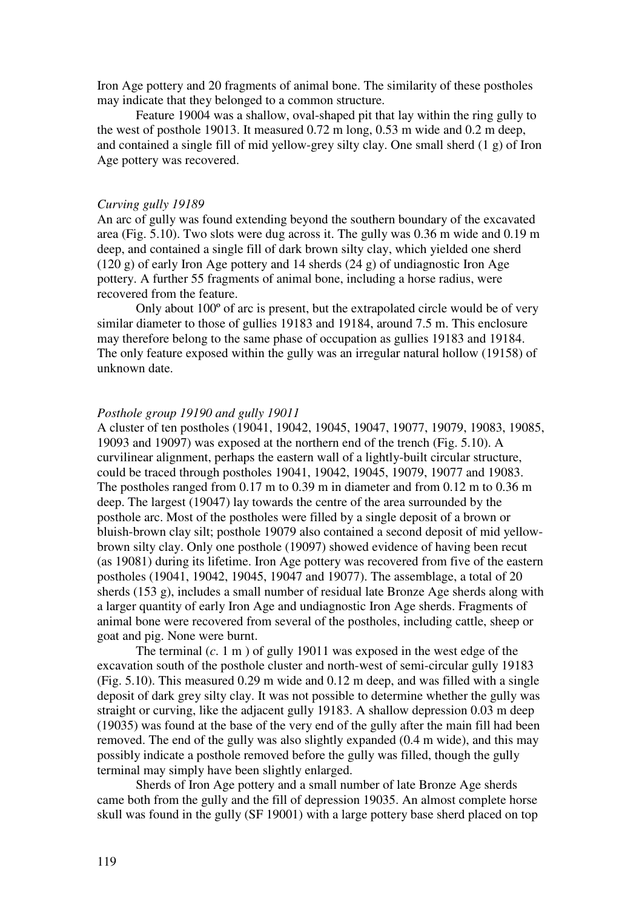Iron Age pottery and 20 fragments of animal bone. The similarity of these postholes may indicate that they belonged to a common structure.

Feature 19004 was a shallow, oval-shaped pit that lay within the ring gully to the west of posthole 19013. It measured 0.72 m long, 0.53 m wide and 0.2 m deep, and contained a single fill of mid yellow-grey silty clay. One small sherd (1 g) of Iron Age pottery was recovered.

*Curving gully 19189*

An arc of gully was found extending beyond the southern boundary of the excavated area (Fig. 5.10). Two slots were dug across it. The gully was 0.36 m wide and 0.19 m deep, and contained a single fill of dark brown silty clay, which yielded one sherd (120 g) of early Iron Age pottery and 14 sherds (24 g) of undiagnostic Iron Age pottery. A further 55 fragments of animal bone, including a horse radius, were recovered from the feature.

Only about 100º of arc is present, but the extrapolated circle would be of very similar diameter to those of gullies 19183 and 19184, around 7.5 m. This enclosure may therefore belong to the same phase of occupation as gullies 19183 and 19184. The only feature exposed within the gully was an irregular natural hollow (19158) of unknown date.

*Posthole group 19190 and gully 19011*

A cluster of ten postholes (19041, 19042, 19045, 19047, 19077, 19079, 19083, 19085, 19093 and 19097) was exposed at the northern end of the trench (Fig. 5.10). A curvilinear alignment, perhaps the eastern wall of a lightly-built circular structure, could be traced through postholes 19041, 19042, 19045, 19079, 19077 and 19083. The postholes ranged from 0.17 m to 0.39 m in diameter and from 0.12 m to 0.36 m deep. The largest (19047) lay towards the centre of the area surrounded by the posthole arc. Most of the postholes were filled by a single deposit of a brown or bluish-brown clay silt; posthole 19079 also contained a second deposit of mid yellow-brown silty clay. Only one posthole (19097) showed evidence of having been recut (as 19081) during its lifetime. Iron Age pottery was recovered from five of the eastern postholes (19041, 19042, 19045, 19047 and 19077). The assemblage, a total of 20 sherds (153 g), includes a small number of residual late Bronze Age sherds along with a larger quantity of early Iron Age and undiagnostic Iron Age sherds. Fragments of animal bone were recovered from several of the postholes, including cattle, sheep or goat and pig. None were burnt.

The terminal (*c*. 1 m ) of gully 19011 was exposed in the west edge of the excavation south of the posthole cluster and north-west of semi-circular gully 19183 (Fig. 5.10). This measured 0.29 m wide and 0.12 m deep, and was filled with a single deposit of dark grey silty clay. It was not possible to determine whether the gully was straight or curving, like the adjacent gully 19183. A shallow depression 0.03 m deep (19035) was found at the base of the very end of the gully after the main fill had been removed. The end of the gully was also slightly expanded (0.4 m wide), and this may possibly indicate a posthole removed before the gully was filled, though the gully terminal may simply have been slightly enlarged.

Sherds of Iron Age pottery and a small number of late Bronze Age sherds came both from the gully and the fill of depression 19035. An almost complete horse skull was found in the gully (SF 19001) with a large pottery base sherd placed on top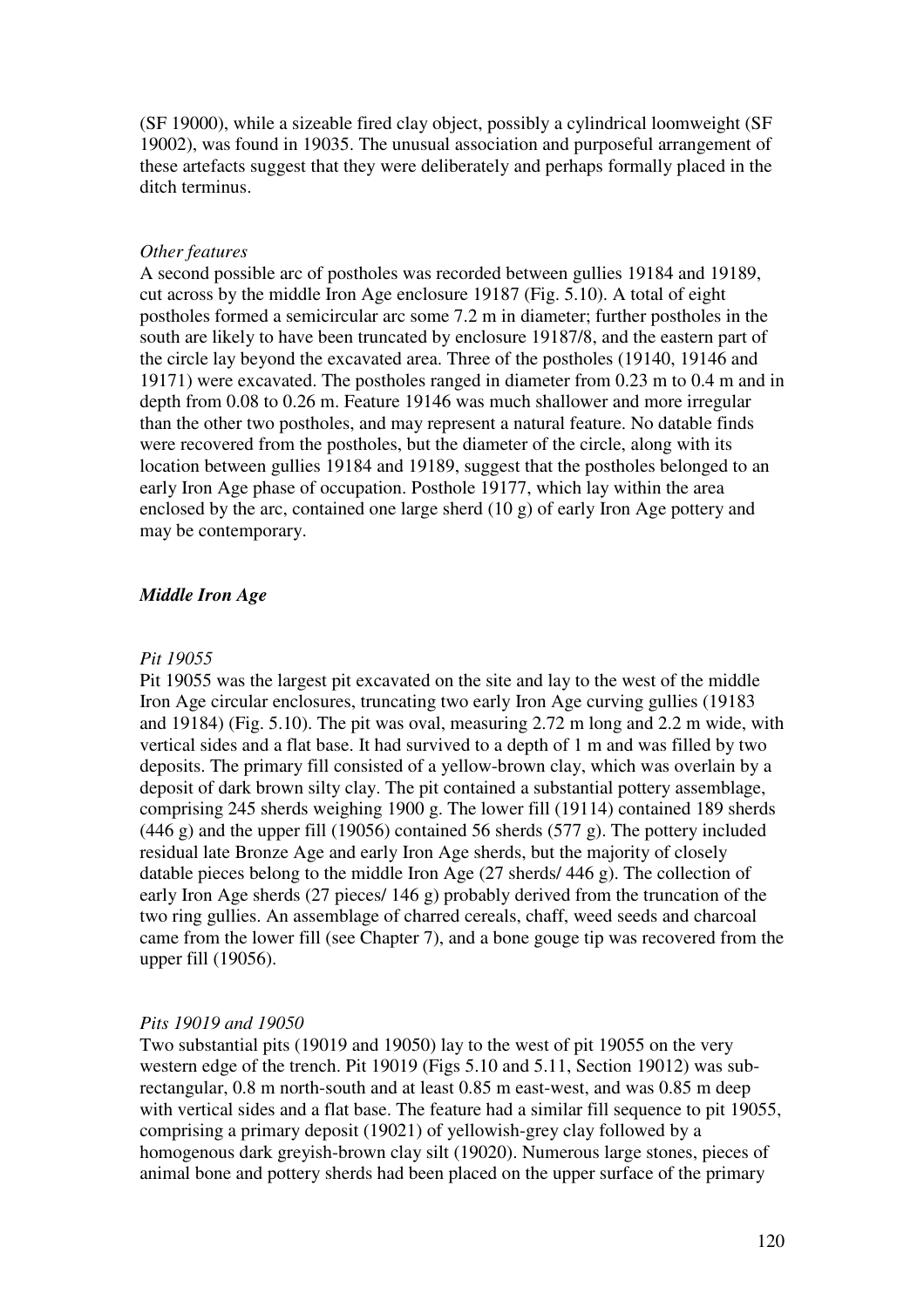(SF 19000), while a sizeable fired clay object, possibly a cylindrical loomweight (SF 19002), was found in 19035. The unusual association and purposeful arrangement of these artefacts suggest that they were deliberately and perhaps formally placed in the ditch terminus.

*Other features*

A second possible arc of postholes was recorded between gullies 19184 and 19189, cut across by the middle Iron Age enclosure 19187 (Fig. 5.10). A total of eight postholes formed a semicircular arc some 7.2 m in diameter; further postholes in the south are likely to have been truncated by enclosure 19187/8, and the eastern part of the circle lay beyond the excavated area. Three of the postholes (19140, 19146 and 19171) were excavated. The postholes ranged in diameter from 0.23 m to 0.4 m and in depth from 0.08 to 0.26 m. Feature 19146 was much shallower and more irregular than the other two postholes, and may represent a natural feature. No datable finds were recovered from the postholes, but the diameter of the circle, along with its location between gullies 19184 and 19189, suggest that the postholes belonged to an early Iron Age phase of occupation. Posthole 19177, which lay within the area enclosed by the arc, contained one large sherd (10 g) of early Iron Age pottery and may be contemporary.

### *Middle Iron Age*

*Pit 19055*

Pit 19055 was the largest pit excavated on the site and lay to the west of the middle Iron Age circular enclosures, truncating two early Iron Age curving gullies (19183 and 19184) (Fig. 5.10). The pit was oval, measuring 2.72 m long and 2.2 m wide, with vertical sides and a flat base. It had survived to a depth of 1 m and was filled by two deposits. The primary fill consisted of a yellow-brown clay, which was overlain by a deposit of dark brown silty clay. The pit contained a substantial pottery assemblage, comprising 245 sherds weighing 1900 g. The lower fill (19114) contained 189 sherds (446 g) and the upper fill (19056) contained 56 sherds (577 g). The pottery included residual late Bronze Age and early Iron Age sherds, but the majority of closely datable pieces belong to the middle Iron Age (27 sherds/ 446 g). The collection of early Iron Age sherds (27 pieces/ 146 g) probably derived from the truncation of the two ring gullies. An assemblage of charred cereals, chaff, weed seeds and charcoal came from the lower fill (see Chapter 7), and a bone gouge tip was recovered from the upper fill (19056).

*Pits 19019 and 19050*

Two substantial pits (19019 and 19050) lay to the west of pit 19055 on the very western edge of the trench. Pit 19019 (Figs 5.10 and 5.11, Section 19012) was sub-rectangular, 0.8 m north-south and at least 0.85 m east-west, and was 0.85 m deep with vertical sides and a flat base. The feature had a similar fill sequence to pit 19055, comprising a primary deposit (19021) of yellowish-grey clay followed by a homogenous dark greyish-brown clay silt (19020). Numerous large stones, pieces of animal bone and pottery sherds had been placed on the upper surface of the primary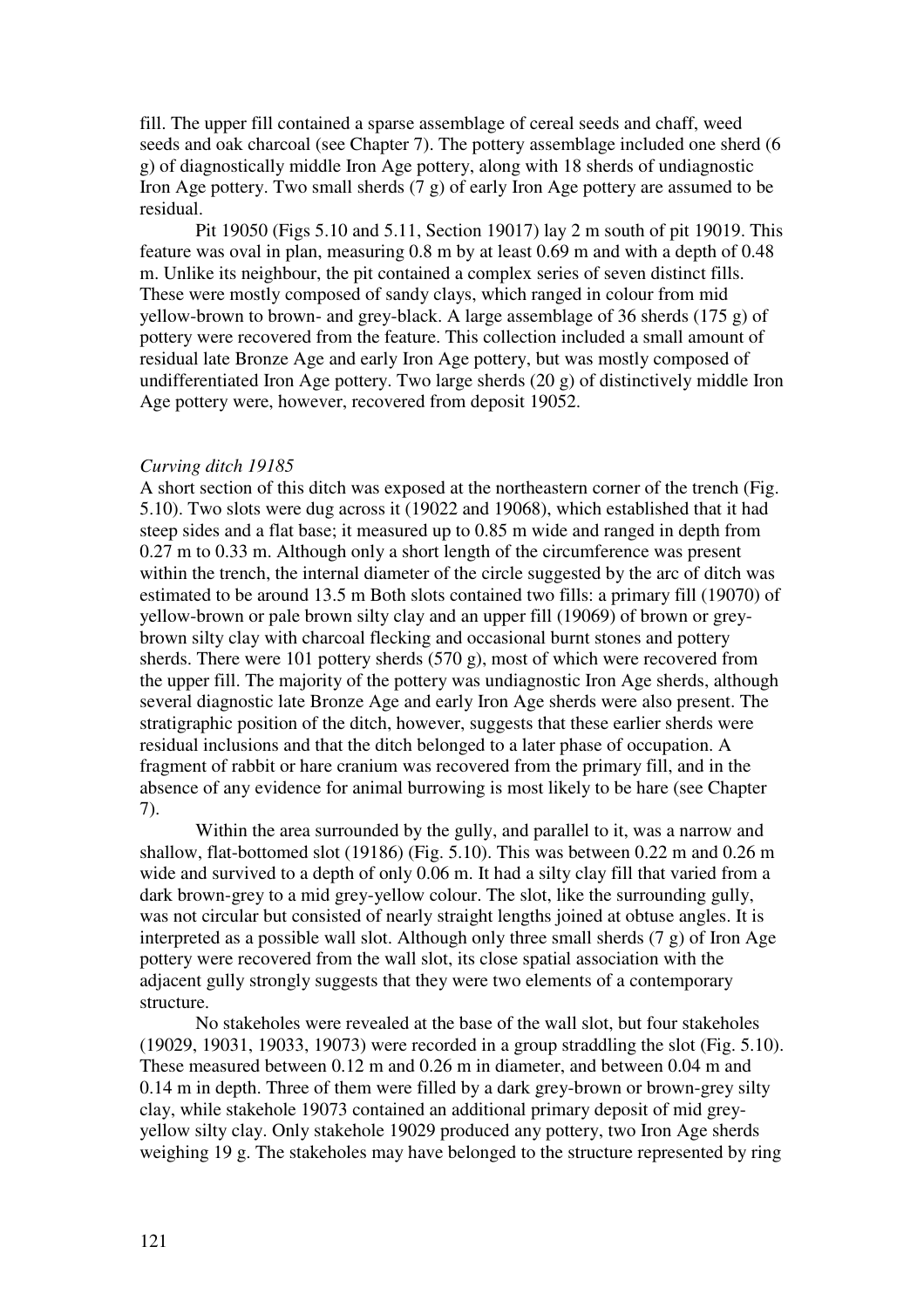fill. The upper fill contained a sparse assemblage of cereal seeds and chaff, weed seeds and oak charcoal (see Chapter 7). The pottery assemblage included one sherd (6 g) of diagnostically middle Iron Age pottery, along with 18 sherds of undiagnostic Iron Age pottery. Two small sherds (7 g) of early Iron Age pottery are assumed to be residual.

Pit 19050 (Figs 5.10 and 5.11, Section 19017) lay 2 m south of pit 19019. This feature was oval in plan, measuring 0.8 m by at least 0.69 m and with a depth of 0.48 m. Unlike its neighbour, the pit contained a complex series of seven distinct fills. These were mostly composed of sandy clays, which ranged in colour from mid yellow-brown to brown- and grey-black. A large assemblage of 36 sherds (175 g) of pottery were recovered from the feature. This collection included a small amount of residual late Bronze Age and early Iron Age pottery, but was mostly composed of undifferentiated Iron Age pottery. Two large sherds (20 g) of distinctively middle Iron Age pottery were, however, recovered from deposit 19052.

*Curving ditch 19185*

A short section of this ditch was exposed at the northeastern corner of the trench (Fig. 5.10). Two slots were dug across it (19022 and 19068), which established that it had steep sides and a flat base; it measured up to 0.85 m wide and ranged in depth from 0.27 m to 0.33 m. Although only a short length of the circumference was present within the trench, the internal diameter of the circle suggested by the arc of ditch was estimated to be around 13.5 m Both slots contained two fills: a primary fill (19070) of yellow-brown or pale brown silty clay and an upper fill (19069) of brown or grey-brown silty clay with charcoal flecking and occasional burnt stones and pottery sherds. There were 101 pottery sherds (570 g), most of which were recovered from the upper fill. The majority of the pottery was undiagnostic Iron Age sherds, although several diagnostic late Bronze Age and early Iron Age sherds were also present. The stratigraphic position of the ditch, however, suggests that these earlier sherds were residual inclusions and that the ditch belonged to a later phase of occupation. A fragment of rabbit or hare cranium was recovered from the primary fill, and in the absence of any evidence for animal burrowing is most likely to be hare (see Chapter 7).

Within the area surrounded by the gully, and parallel to it, was a narrow and shallow, flat-bottomed slot (19186) (Fig. 5.10). This was between 0.22 m and 0.26 m wide and survived to a depth of only 0.06 m. It had a silty clay fill that varied from a dark brown-grey to a mid grey-yellow colour. The slot, like the surrounding gully, was not circular but consisted of nearly straight lengths joined at obtuse angles. It is interpreted as a possible wall slot. Although only three small sherds (7 g) of Iron Age pottery were recovered from the wall slot, its close spatial association with the adjacent gully strongly suggests that they were two elements of a contemporary structure.

No stakeholes were revealed at the base of the wall slot, but four stakeholes (19029, 19031, 19033, 19073) were recorded in a group straddling the slot (Fig. 5.10). These measured between 0.12 m and 0.26 m in diameter, and between 0.04 m and 0.14 m in depth. Three of them were filled by a dark grey-brown or brown-grey silty clay, while stakehole 19073 contained an additional primary deposit of mid grey-yellow silty clay. Only stakehole 19029 produced any pottery, two Iron Age sherds weighing 19 g. The stakeholes may have belonged to the structure represented by ring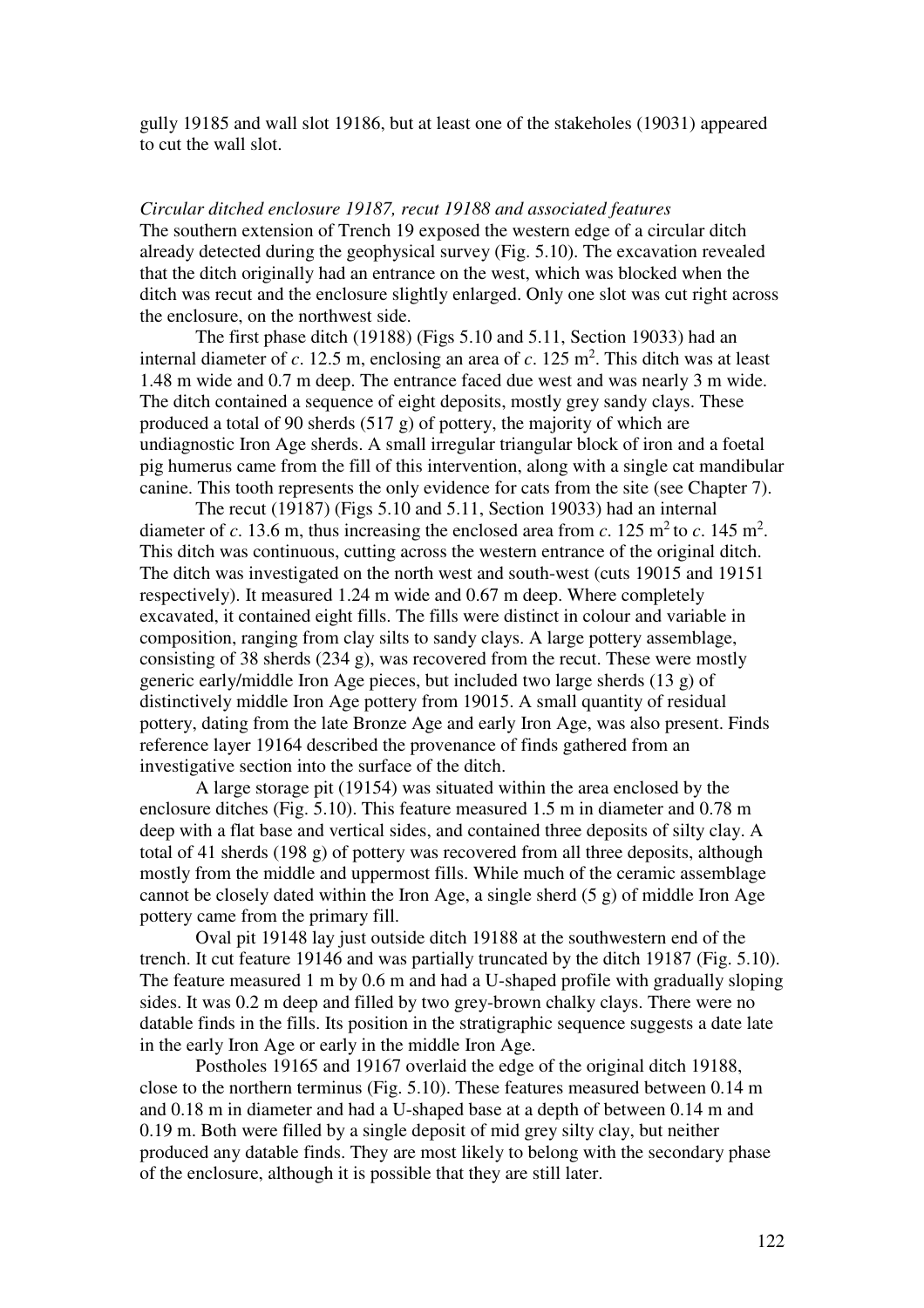gully 19185 and wall slot 19186, but at least one of the stakeholes (19031) appeared to cut the wall slot.

*Circular ditched enclosure 19187, recut 19188 and associated features*

The southern extension of Trench 19 exposed the western edge of a circular ditch already detected during the geophysical survey (Fig. 5.10). The excavation revealed that the ditch originally had an entrance on the west, which was blocked when the ditch was recut and the enclosure slightly enlarged. Only one slot was cut right across the enclosure, on the northwest side.

The first phase ditch (19188) (Figs 5.10 and 5.11, Section 19033) had an internal diameter of *c*. 12.5 m, enclosing an area of *c*. 125 m$^2$. This ditch was at least 1.48 m wide and 0.7 m deep. The entrance faced due west and was nearly 3 m wide. The ditch contained a sequence of eight deposits, mostly grey sandy clays. These produced a total of 90 sherds (517 g) of pottery, the majority of which are undiagnostic Iron Age sherds. A small irregular triangular block of iron and a foetal pig humerus came from the fill of this intervention, along with a single cat mandibular canine. This tooth represents the only evidence for cats from the site (see Chapter 7).

The recut (19187) (Figs 5.10 and 5.11, Section 19033) had an internal diameter of *c*. 13.6 m, thus increasing the enclosed area from *c*. 125 m$^2$ to *c*. 145 m$^2$. This ditch was continuous, cutting across the western entrance of the original ditch. The ditch was investigated on the north west and south-west (cuts 19015 and 19151 respectively). It measured 1.24 m wide and 0.67 m deep. Where completely excavated, it contained eight fills. The fills were distinct in colour and variable in composition, ranging from clay silts to sandy clays. A large pottery assemblage, consisting of 38 sherds (234 g), was recovered from the recut. These were mostly generic early/middle Iron Age pieces, but included two large sherds (13 g) of distinctively middle Iron Age pottery from 19015. A small quantity of residual pottery, dating from the late Bronze Age and early Iron Age, was also present. Finds reference layer 19164 described the provenance of finds gathered from an investigative section into the surface of the ditch.

A large storage pit (19154) was situated within the area enclosed by the enclosure ditches (Fig. 5.10). This feature measured 1.5 m in diameter and 0.78 m deep with a flat base and vertical sides, and contained three deposits of silty clay. A total of 41 sherds (198 g) of pottery was recovered from all three deposits, although mostly from the middle and uppermost fills. While much of the ceramic assemblage cannot be closely dated within the Iron Age, a single sherd (5 g) of middle Iron Age pottery came from the primary fill.

Oval pit 19148 lay just outside ditch 19188 at the southwestern end of the trench. It cut feature 19146 and was partially truncated by the ditch 19187 (Fig. 5.10). The feature measured 1 m by 0.6 m and had a U-shaped profile with gradually sloping sides. It was 0.2 m deep and filled by two grey-brown chalky clays. There were no datable finds in the fills. Its position in the stratigraphic sequence suggests a date late in the early Iron Age or early in the middle Iron Age.

Postholes 19165 and 19167 overlaid the edge of the original ditch 19188, close to the northern terminus (Fig. 5.10). These features measured between 0.14 m and 0.18 m in diameter and had a U-shaped base at a depth of between 0.14 m and 0.19 m. Both were filled by a single deposit of mid grey silty clay, but neither produced any datable finds. They are most likely to belong with the secondary phase of the enclosure, although it is possible that they are still later.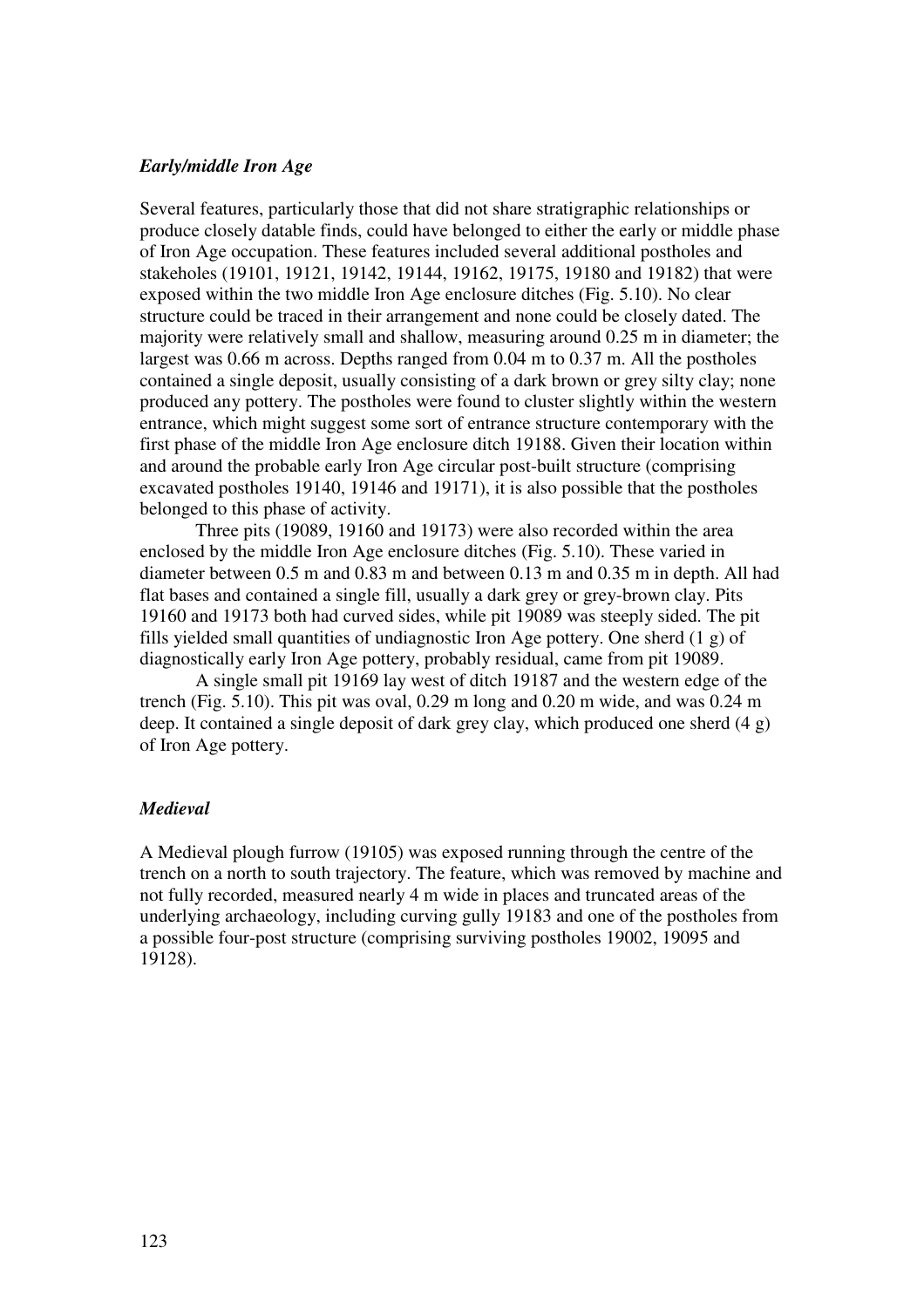### *Early/middle Iron Age*

Several features, particularly those that did not share stratigraphic relationships or produce closely datable finds, could have belonged to either the early or middle phase of Iron Age occupation. These features included several additional postholes and stakeholes (19101, 19121, 19142, 19144, 19162, 19175, 19180 and 19182) that were exposed within the two middle Iron Age enclosure ditches (Fig. 5.10). No clear structure could be traced in their arrangement and none could be closely dated. The majority were relatively small and shallow, measuring around 0.25 m in diameter; the largest was 0.66 m across. Depths ranged from 0.04 m to 0.37 m. All the postholes contained a single deposit, usually consisting of a dark brown or grey silty clay; none produced any pottery. The postholes were found to cluster slightly within the western entrance, which might suggest some sort of entrance structure contemporary with the first phase of the middle Iron Age enclosure ditch 19188. Given their location within and around the probable early Iron Age circular post-built structure (comprising excavated postholes 19140, 19146 and 19171), it is also possible that the postholes belonged to this phase of activity.

Three pits (19089, 19160 and 19173) were also recorded within the area enclosed by the middle Iron Age enclosure ditches (Fig. 5.10). These varied in diameter between 0.5 m and 0.83 m and between 0.13 m and 0.35 m in depth. All had flat bases and contained a single fill, usually a dark grey or grey-brown clay. Pits 19160 and 19173 both had curved sides, while pit 19089 was steeply sided. The pit fills yielded small quantities of undiagnostic Iron Age pottery. One sherd (1 g) of diagnostically early Iron Age pottery, probably residual, came from pit 19089.

A single small pit 19169 lay west of ditch 19187 and the western edge of the trench (Fig. 5.10). This pit was oval, 0.29 m long and 0.20 m wide, and was 0.24 m deep. It contained a single deposit of dark grey clay, which produced one sherd (4 g) of Iron Age pottery.

### *Medieval*

A Medieval plough furrow (19105) was exposed running through the centre of the trench on a north to south trajectory. The feature, which was removed by machine and not fully recorded, measured nearly 4 m wide in places and truncated areas of the underlying archaeology, including curving gully 19183 and one of the postholes from a possible four-post structure (comprising surviving postholes 19002, 19095 and 19128).